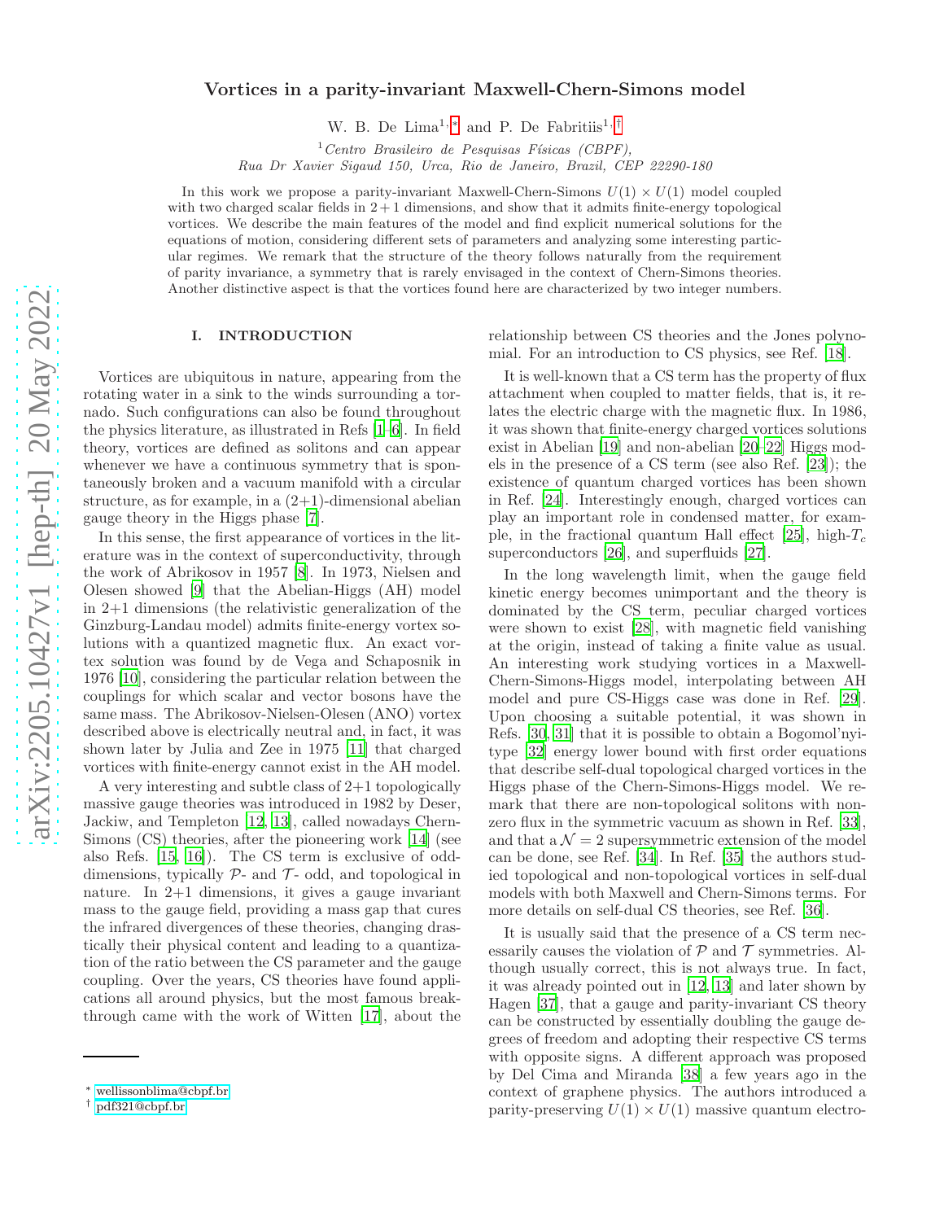# Vortices in a parity-invariant Maxwell-Chern-Simons model

W. B. De Lima[1,*] and P. De Fabritiis[1,†]

[1] *Centro Brasileiro de Pesquisas Físicas (CBPF), Rua Dr Xavier Sigaud 150, Urca, Rio de Janeiro, Brazil, CEP 22290-180*

In this work we propose a parity-invariant Maxwell-Chern-Simons $U(1) \times U(1)$ model coupled with two charged scalar fields in $2+1$ dimensions, and show that it admits finite-energy topological vortices. We describe the main features of the model and find explicit numerical solutions for the equations of motion, considering different sets of parameters and analyzing some interesting particular regimes. We remark that the structure of the theory follows naturally from the requirement of parity invariance, a symmetry that is rarely envisaged in the context of Chern-Simons theories. Another distinctive aspect is that the vortices found here are characterized by two integer numbers.

## I. INTRODUCTION

Vortices are ubiquitous in nature, appearing from the rotating water in a sink to the winds surrounding a tornado. Such configurations can also be found throughout the physics literature, as illustrated in Refs [1–6]. In field theory, vortices are defined as solitons and can appear whenever we have a continuous symmetry that is spontaneously broken and a vacuum manifold with a circular structure, as for example, in a (2+1)-dimensional abelian gauge theory in the Higgs phase [7].

In this sense, the first appearance of vortices in the literature was in the context of superconductivity, through the work of Abrikosov in 1957 [8]. In 1973, Nielsen and Olesen showed [9] that the Abelian-Higgs (AH) model in 2+1 dimensions (the relativistic generalization of the Ginzburg-Landau model) admits finite-energy vortex solutions with a quantized magnetic flux. An exact vortex solution was found by de Vega and Schaposnik in 1976 [10], considering the particular relation between the couplings for which scalar and vector bosons have the same mass. The Abrikosov-Nielsen-Olesen (ANO) vortex described above is electrically neutral and, in fact, it was shown later by Julia and Zee in 1975 [11] that charged vortices with finite-energy cannot exist in the AH model.

A very interesting and subtle class of 2+1 topologically massive gauge theories was introduced in 1982 by Deser, Jackiw, and Templeton [12, 13], called nowadays Chern-Simons (CS) theories, after the pioneering work [14] (see also Refs. [15, 16]). The CS term is exclusive of odd-dimensions, typically $\mathcal{P}$- and $\mathcal{T}$- odd, and topological in nature. In 2+1 dimensions, it gives a gauge invariant mass to the gauge field, providing a mass gap that cures the infrared divergences of these theories, changing drastically their physical content and leading to a quantization of the ratio between the CS parameter and the gauge coupling. Over the years, CS theories have found applications all around physics, but the most famous breakthrough came with the work of Witten [17], about the relationship between CS theories and the Jones polynomial. For an introduction to CS physics, see Ref. [18].

It is well-known that a CS term has the property of flux attachment when coupled to matter fields, that is, it relates the electric charge with the magnetic flux. In 1986, it was shown that finite-energy charged vortices solutions exist in Abelian [19] and non-abelian [20–22] Higgs models in the presence of a CS term (see also Ref. [23]); the existence of quantum charged vortices has been shown in Ref. [24]. Interestingly enough, charged vortices can play an important role in condensed matter, for example, in the fractional quantum Hall effect [25], high-$T_c$ superconductors [26], and superfluids [27].

In the long wavelength limit, when the gauge field kinetic energy becomes unimportant and the theory is dominated by the CS term, peculiar charged vortices were shown to exist [28], with magnetic field vanishing at the origin, instead of taking a finite value as usual. An interesting work studying vortices in a Maxwell-Chern-Simons-Higgs model, interpolating between AH model and pure CS-Higgs case was done in Ref. [29]. Upon choosing a suitable potential, it was shown in Refs. [30, 31] that it is possible to obtain a Bogomol'nyi-type [32] energy lower bound with first order equations that describe self-dual topological charged vortices in the Higgs phase of the Chern-Simons-Higgs model. We remark that there are non-topological solitons with nonzero flux in the symmetric vacuum as shown in Ref. [33], and that a $\mathcal{N} = 2$ supersymmetric extension of the model can be done, see Ref. [34]. In Ref. [35] the authors studied topological and non-topological vortices in self-dual models with both Maxwell and Chern-Simons terms. For more details on self-dual CS theories, see Ref. [36].

It is usually said that the presence of a CS term necessarily causes the violation of $\mathcal{P}$ and $\mathcal{T}$ symmetries. Although usually correct, this is not always true. In fact, it was already pointed out in [12, 13] and later shown by Hagen [37], that a gauge and parity-invariant CS theory can be constructed by essentially doubling the gauge degrees of freedom and adopting their respective CS terms with opposite signs. A different approach was proposed by Del Cima and Miranda [38] a few years ago in the context of graphene physics. The authors introduced a parity-preserving $U(1) \times U(1)$ massive quantum electro-

---

* wellissonblima@cbpf.br
† pdf321@cbpf.br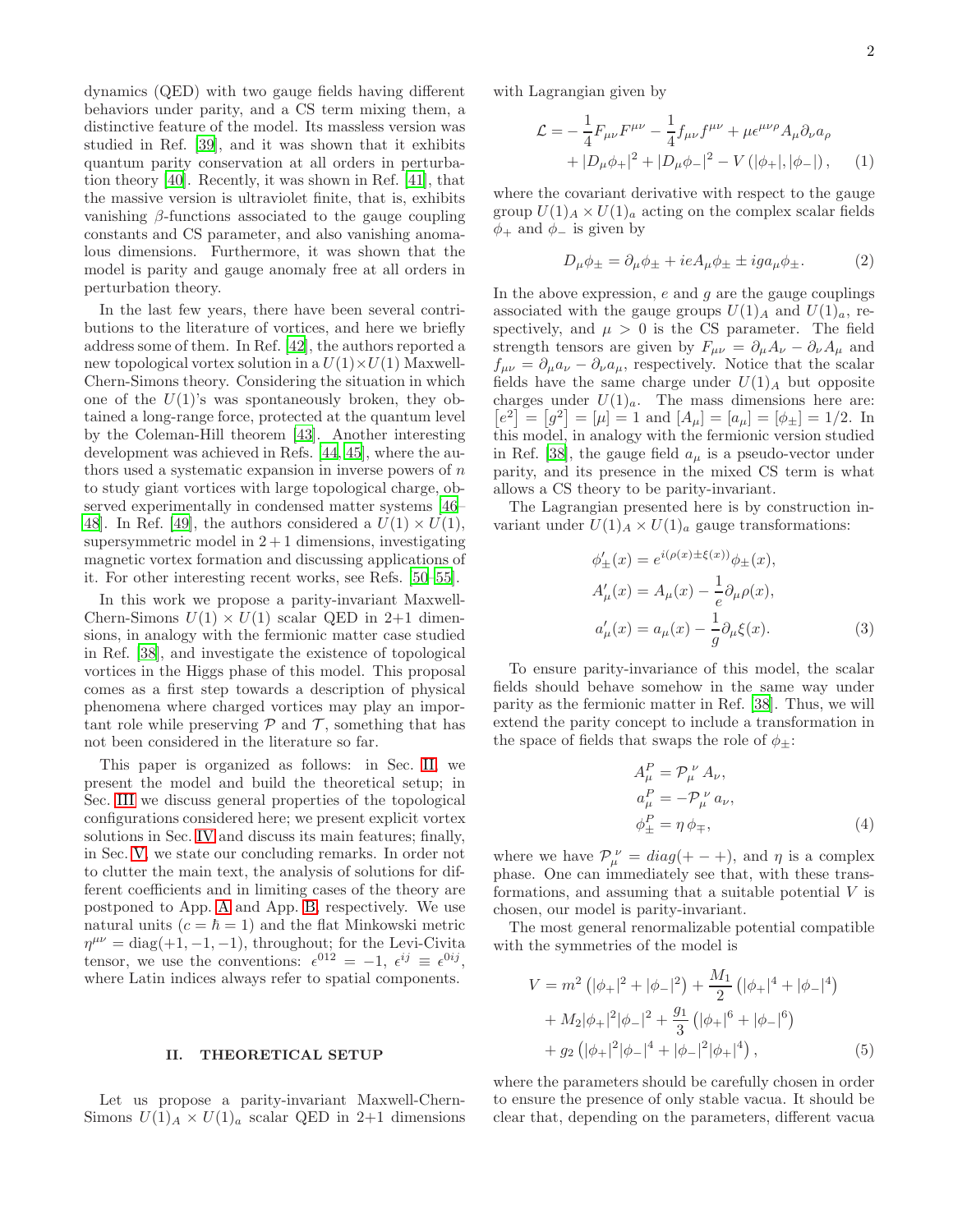dynamics (QED) with two gauge fields having different behaviors under parity, and a CS term mixing them, a distinctive feature of the model. Its massless version was studied in Ref. [39], and it was shown that it exhibits quantum parity conservation at all orders in perturbation theory [40]. Recently, it was shown in Ref. [41], that the massive version is ultraviolet finite, that is, exhibits vanishing $\beta$-functions associated to the gauge coupling constants and CS parameter, and also vanishing anomalous dimensions. Furthermore, it was shown that the model is parity and gauge anomaly free at all orders in perturbation theory.

In the last few years, there have been several contributions to the literature of vortices, and here we briefly address some of them. In Ref. [42], the authors reported a new topological vortex solution in a $U(1)\times U(1)$ Maxwell-Chern-Simons theory. Considering the situation in which one of the $U(1)$'s was spontaneously broken, they obtained a long-range force, protected at the quantum level by the Coleman-Hill theorem [43]. Another interesting development was achieved in Refs. [44,45], where the authors used a systematic expansion in inverse powers of $n$ to study giant vortices with large topological charge, observed experimentally in condensed matter systems [46–48]. In Ref. [49], the authors considered a $U(1)\times U(1)$, supersymmetric model in $2+1$ dimensions, investigating magnetic vortex formation and discussing applications of it. For other interesting recent works, see Refs. [50–55].

In this work we propose a parity-invariant Maxwell-Chern-Simons $U(1)\times U(1)$ scalar QED in 2+1 dimensions, in analogy with the fermionic matter case studied in Ref. [38], and investigate the existence of topological vortices in the Higgs phase of this model. This proposal comes as a first step towards a description of physical phenomena where charged vortices may play an important role while preserving $\mathcal{P}$ and $\mathcal{T}$, something that has not been considered in the literature so far.

This paper is organized as follows: in Sec. II, we present the model and build the theoretical setup; in Sec. III we discuss general properties of the topological configurations considered here; we present explicit vortex solutions in Sec. IV and discuss its main features; finally, in Sec. V, we state our concluding remarks. In order not to clutter the main text, the analysis of solutions for different coefficients and in limiting cases of the theory are postponed to App. A and App. B, respectively. We use natural units ($c=\hbar=1$) and the flat Minkowski metric $\eta^{\mu\nu}=\mathrm{diag}(+1,-1,-1)$, throughout; for the Levi-Civita tensor, we use the conventions: $\epsilon^{012}=-1$, $\epsilon^{ij}\equiv\epsilon^{0ij}$, where Latin indices always refer to spatial components.

## II. THEORETICAL SETUP

Let us propose a parity-invariant Maxwell-Chern-Simons $U(1)_A\times U(1)_a$ scalar QED in 2+1 dimensions with Lagrangian given by

$$\begin{aligned}\mathcal{L}=&-\frac{1}{4}F_{\mu\nu}F^{\mu\nu}-\frac{1}{4}f_{\mu\nu}f^{\mu\nu}+\mu\epsilon^{\mu\nu\rho}A_\mu\partial_\nu a_\rho\\&+|D_\mu\phi_+|^2+|D_\mu\phi_-|^2-V\left(|\phi_+|,|\phi_-|\right),\end{aligned}\quad(1)$$

where the covariant derivative with respect to the gauge group $U(1)_A\times U(1)_a$ acting on the complex scalar fields $\phi_+$ and $\phi_-$ is given by

$$D_\mu\phi_\pm=\partial_\mu\phi_\pm+ieA_\mu\phi_\pm\pm iga_\mu\phi_\pm.\quad(2)$$

In the above expression, $e$ and $g$ are the gauge couplings associated with the gauge groups $U(1)_A$ and $U(1)_a$, respectively, and $\mu>0$ is the CS parameter. The field strength tensors are given by $F_{\mu\nu}=\partial_\mu A_\nu-\partial_\nu A_\mu$ and $f_{\mu\nu}=\partial_\mu a_\nu-\partial_\nu a_\mu$, respectively. Notice that the scalar fields have the same charge under $U(1)_A$ but opposite charges under $U(1)_a$. The mass dimensions here are: $\left[e^2\right]=\left[g^2\right]=[\mu]=1$ and $[A_\mu]=[a_\mu]=[\phi_\pm]=1/2$. In this model, in analogy with the fermionic version studied in Ref. [38], the gauge field $a_\mu$ is a pseudo-vector under parity, and its presence in the mixed CS term is what allows a CS theory to be parity-invariant.

The Lagrangian presented here is by construction invariant under $U(1)_A\times U(1)_a$ gauge transformations:

$$\begin{aligned}\phi'_\pm(x)&=e^{i(\rho(x)\pm\xi(x))}\phi_\pm(x),\\A'_\mu(x)&=A_\mu(x)-\frac{1}{e}\partial_\mu\rho(x),\\a'_\mu(x)&=a_\mu(x)-\frac{1}{g}\partial_\mu\xi(x).\end{aligned}\quad(3)$$

To ensure parity-invariance of this model, the scalar fields should behave somehow in the same way under parity as the fermionic matter in Ref. [38]. Thus, we will extend the parity concept to include a transformation in the space of fields that swaps the role of $\phi_\pm$:

$$\begin{aligned}A^P_\mu&=\mathcal{P}_\mu^{\ \nu}A_\nu,\\a^P_\mu&=-\mathcal{P}_\mu^{\ \nu}a_\nu,\\\phi^P_\pm&=\eta\,\phi_\mp,\end{aligned}\quad(4)$$

where we have $\mathcal{P}_\mu^{\ \nu}=diag(+-+)$, and $\eta$ is a complex phase. One can immediately see that, with these transformations, and assuming that a suitable potential $V$ is chosen, our model is parity-invariant.

The most general renormalizable potential compatible with the symmetries of the model is

$$\begin{aligned}V=&\,m^2\left(|\phi_+|^2+|\phi_-|^2\right)+\frac{M_1}{2}\left(|\phi_+|^4+|\phi_-|^4\right)\\&+M_2|\phi_+|^2|\phi_-|^2+\frac{g_1}{3}\left(|\phi_+|^6+|\phi_-|^6\right)\\&+g_2\left(|\phi_+|^2|\phi_-|^4+|\phi_-|^2|\phi_+|^4\right),\end{aligned}\quad(5)$$

where the parameters should be carefully chosen in order to ensure the presence of only stable vacua. It should be clear that, depending on the parameters, different vacua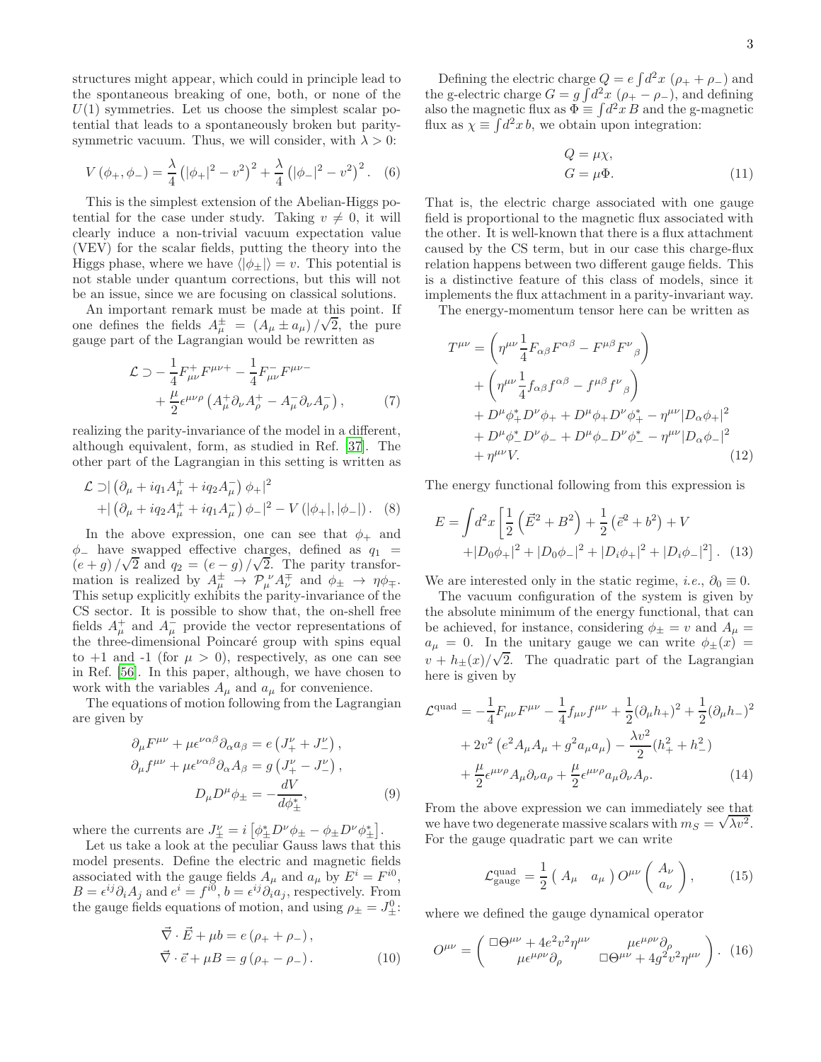structures might appear, which could in principle lead to the spontaneous breaking of one, both, or none of the $U(1)$ symmetries. Let us choose the simplest scalar potential that leads to a spontaneously broken but parity-symmetric vacuum. Thus, we will consider, with $\lambda > 0$:

$$V\left(\phi_+,\phi_-\right) = \frac{\lambda}{4}\left(|\phi_+|^2 - v^2\right)^2 + \frac{\lambda}{4}\left(|\phi_-|^2 - v^2\right)^2. \quad (6)$$

This is the simplest extension of the Abelian-Higgs potential for the case under study. Taking $v \neq 0$, it will clearly induce a non-trivial vacuum expectation value (VEV) for the scalar fields, putting the theory into the Higgs phase, where we have $\langle|\phi_\pm|\rangle = v$. This potential is not stable under quantum corrections, but this will not be an issue, since we are focusing on classical solutions.

An important remark must be made at this point. If one defines the fields $A^\pm_\mu = \left(A_\mu \pm a_\mu\right)/\sqrt{2}$, the pure gauge part of the Lagrangian would be rewritten as

$$\begin{aligned}\mathcal{L} \supset &-\frac{1}{4}F^+_{\mu\nu}F^{\mu\nu+} - \frac{1}{4}F^-_{\mu\nu}F^{\mu\nu-} \\ &+ \frac{\mu}{2}\epsilon^{\mu\nu\rho}\left(A^+_\mu\partial_\nu A^+_\rho - A^-_\mu\partial_\nu A^-_\rho\right), \end{aligned} \quad (7)$$

realizing the parity-invariance of the model in a different, although equivalent, form, as studied in Ref. [37]. The other part of the Lagrangian in this setting is written as

$$\begin{aligned}\mathcal{L} \supset &\left|\left(\partial_\mu + iq_1A^+_\mu + iq_2A^-_\mu\right)\phi_+\right|^2 \\ &+ \left|\left(\partial_\mu + iq_2A^+_\mu + iq_1A^-_\mu\right)\phi_-\right|^2 - V\left(|\phi_+|,|\phi_-|\right). \end{aligned} \quad (8)$$

In the above expression, one can see that $\phi_+$ and $\phi_-$ have swapped effective charges, defined as $q_1 = \left(e+g\right)/\sqrt{2}$ and $q_2 = \left(e-g\right)/\sqrt{2}$. The parity transformation is realized by $A^\pm_\mu \to \mathcal{P}_\mu{}^\nu A^\mp_\nu$ and $\phi_\pm \to \eta\phi_\mp$. This setup explicitly exhibits the parity-invariance of the CS sector. It is possible to show that, the on-shell free fields $A^+_\mu$ and $A^-_\mu$ provide the vector representations of the three-dimensional Poincaré group with spins equal to +1 and -1 (for $\mu > 0$), respectively, as one can see in Ref. [56]. In this paper, although, we have chosen to work with the variables $A_\mu$ and $a_\mu$ for convenience.

The equations of motion following from the Lagrangian are given by

$$\begin{aligned}\partial_\mu F^{\mu\nu} + \mu\epsilon^{\nu\alpha\beta}\partial_\alpha a_\beta &= e\left(J^\nu_+ + J^\nu_-\right), \\ \partial_\mu f^{\mu\nu} + \mu\epsilon^{\nu\alpha\beta}\partial_\alpha A_\beta &= g\left(J^\nu_+ - J^\nu_-\right), \\ D_\mu D^\mu\phi_\pm &= -\frac{dV}{d\phi^*_\pm}, \end{aligned} \quad (9)$$

where the currents are $J^\nu_\pm = i\left[\phi^*_\pm D^\nu\phi_\pm - \phi_\pm D^\nu\phi^*_\pm\right]$.

Let us take a look at the peculiar Gauss laws that this model presents. Define the electric and magnetic fields associated with the gauge fields $A_\mu$ and $a_\mu$ by $E^i = F^{i0}$, $B = \epsilon^{ij}\partial_i A_j$ and $e^i = f^{i0}$, $b = \epsilon^{ij}\partial_i a_j$, respectively. From the gauge fields equations of motion, and using $\rho_\pm = J^0_\pm$:

$$\begin{aligned}\vec{\nabla}\cdot\vec{E} + \mu b &= e\left(\rho_+ + \rho_-\right), \\ \vec{\nabla}\cdot\vec{e} + \mu B &= g\left(\rho_+ - \rho_-\right). \end{aligned} \quad (10)$$

Defining the electric charge $Q = e\int d^2x\ \left(\rho_+ + \rho_-\right)$ and the g-electric charge $G = g\int d^2x\ \left(\rho_+ - \rho_-\right)$, and defining also the magnetic flux as $\Phi \equiv \int d^2x\, B$ and the g-magnetic flux as $\chi \equiv \int d^2x\, b$, we obtain upon integration:

$$\begin{aligned} Q &= \mu\chi, \\ G &= \mu\Phi. \end{aligned} \quad (11)$$

That is, the electric charge associated with one gauge field is proportional to the magnetic flux associated with the other. It is well-known that there is a flux attachment caused by the CS term, but in our case this charge-flux relation happens between two different gauge fields. This is a distinctive feature of this class of models, since it implements the flux attachment in a parity-invariant way.

The energy-momentum tensor here can be written as

$$\begin{aligned} T^{\mu\nu} = &\left(\eta^{\mu\nu}\frac{1}{4}F_{\alpha\beta}F^{\alpha\beta} - F^{\mu\beta}F^\nu{}_\beta\right) \\ &+ \left(\eta^{\mu\nu}\frac{1}{4}f_{\alpha\beta}f^{\alpha\beta} - f^{\mu\beta}f^\nu{}_\beta\right) \\ &+ D^\mu\phi^*_+D^\nu\phi_+ + D^\mu\phi_+D^\nu\phi^*_+ - \eta^{\mu\nu}|D_\alpha\phi_+|^2 \\ &+ D^\mu\phi^*_-D^\nu\phi_- + D^\mu\phi_-D^\nu\phi^*_- - \eta^{\mu\nu}|D_\alpha\phi_-|^2 \\ &+ \eta^{\mu\nu}V. \end{aligned} \quad (12)$$

The energy functional following from this expression is

$$\begin{aligned} E = \int d^2x &\left[\frac{1}{2}\left(\vec{E}^2 + B^2\right) + \frac{1}{2}\left(\vec{e}^2 + b^2\right) + V \right. \\ &\left. + |D_0\phi_+|^2 + |D_0\phi_-|^2 + |D_i\phi_+|^2 + |D_i\phi_-|^2\right]. \end{aligned} \quad (13)$$

We are interested only in the static regime, *i.e.*, $\partial_0 \equiv 0$.

The vacuum configuration of the system is given by the absolute minimum of the energy functional, that can be achieved, for instance, considering $\phi_\pm = v$ and $A_\mu = a_\mu = 0$. In the unitary gauge we can write $\phi_\pm(x) = v + h_\pm(x)/\sqrt{2}$. The quadratic part of the Lagrangian here is given by

$$\begin{aligned} \mathcal{L}^{\text{quad}} = &-\frac{1}{4}F_{\mu\nu}F^{\mu\nu} - \frac{1}{4}f_{\mu\nu}f^{\mu\nu} + \frac{1}{2}(\partial_\mu h_+)^2 + \frac{1}{2}(\partial_\mu h_-)^2 \\ &+ 2v^2\left(e^2A_\mu A_\mu + g^2a_\mu a_\mu\right) - \frac{\lambda v^2}{2}(h_+^2 + h_-^2) \\ &+ \frac{\mu}{2}\epsilon^{\mu\nu\rho}A_\mu\partial_\nu a_\rho + \frac{\mu}{2}\epsilon^{\mu\nu\rho}a_\mu\partial_\nu A_\rho. \end{aligned} \quad (14)$$

From the above expression we can immediately see that we have two degenerate massive scalars with $m_S = \sqrt{\lambda v^2}$. For the gauge quadratic part we can write

$$\mathcal{L}^{\text{quad}}_{\text{gauge}} = \frac{1}{2}\left(\begin{array}{cc} A_\mu & a_\mu \end{array}\right)O^{\mu\nu}\left(\begin{array}{c} A_\nu \\ a_\nu \end{array}\right), \quad (15)$$

where we defined the gauge dynamical operator

$$O^{\mu\nu} = \left(\begin{array}{cc} \Box\Theta^{\mu\nu} + 4e^2v^2\eta^{\mu\nu} & \mu\epsilon^{\mu\rho\nu}\partial_\rho \\ \mu\epsilon^{\mu\rho\nu}\partial_\rho & \Box\Theta^{\mu\nu} + 4g^2v^2\eta^{\mu\nu} \end{array}\right). \quad (16)$$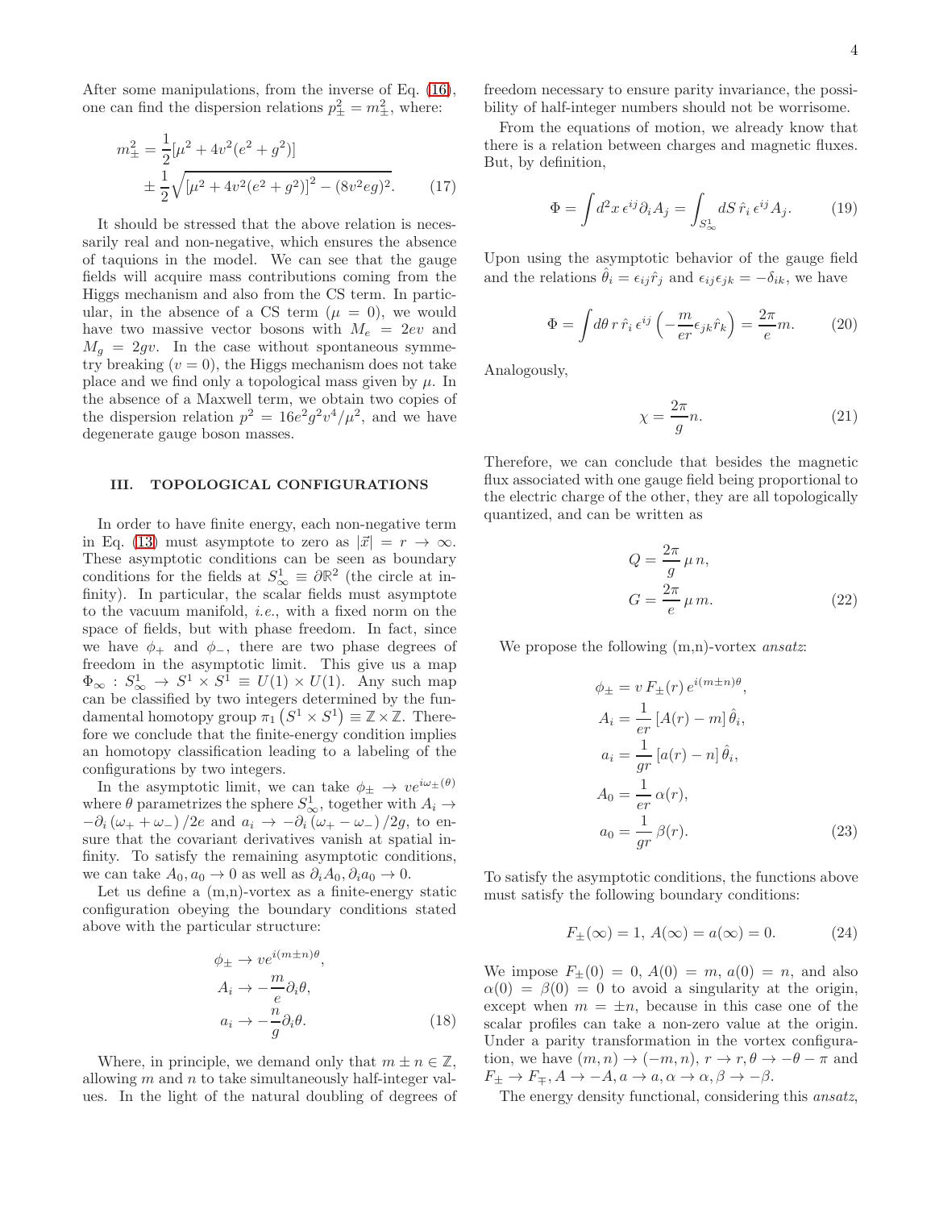After some manipulations, from the inverse of Eq. (16), one can find the dispersion relations $p_\pm^2 = m_\pm^2$, where:

$$
\begin{aligned}
m_\pm^2 = &\frac{1}{2}[\mu^2 + 4v^2(e^2+g^2)] \\
&\pm \frac{1}{2}\sqrt{\left[\mu^2 + 4v^2(e^2+g^2)\right]^2 - (8v^2 eg)^2}.
\end{aligned} \tag{17}
$$

It should be stressed that the above relation is necessarily real and non-negative, which ensures the absence of taquions in the model. We can see that the gauge fields will acquire mass contributions coming from the Higgs mechanism and also from the CS term. In particular, in the absence of a CS term ($\mu = 0$), we would have two massive vector bosons with $M_e = 2ev$ and $M_g = 2gv$. In the case without spontaneous symmetry breaking ($v = 0$), the Higgs mechanism does not take place and we find only a topological mass given by $\mu$. In the absence of a Maxwell term, we obtain two copies of the dispersion relation $p^2 = 16e^2g^2v^4/\mu^2$, and we have degenerate gauge boson masses.

## III. TOPOLOGICAL CONFIGURATIONS

In order to have finite energy, each non-negative term in Eq. (13) must asymptote to zero as $|\vec{x}| = r \to \infty$. These asymptotic conditions can be seen as boundary conditions for the fields at $S^1_\infty \equiv \partial\mathbb{R}^2$ (the circle at infinity). In particular, the scalar fields must asymptote to the vacuum manifold, *i.e.*, with a fixed norm on the space of fields, but with phase freedom. In fact, since we have $\phi_+$ and $\phi_-$, there are two phase degrees of freedom in the asymptotic limit. This give us a map $\Phi_\infty : S^1_\infty \to S^1 \times S^1 \equiv U(1) \times U(1)$. Any such map can be classified by two integers determined by the fundamental homotopy group $\pi_1\left(S^1 \times S^1\right) \equiv \mathbb{Z} \times \mathbb{Z}$. Therefore we conclude that the finite-energy condition implies an homotopy classification leading to a labeling of the configurations by two integers.

In the asymptotic limit, we can take $\phi_\pm \to v e^{i\omega_\pm(\theta)}$ where $\theta$ parametrizes the sphere $S^1_\infty$, together with $A_i \to -\partial_i\left(\omega_+ + \omega_-\right)/2e$ and $a_i \to -\partial_i\left(\omega_+ - \omega_-\right)/2g$, to ensure that the covariant derivatives vanish at spatial infinity. To satisfy the remaining asymptotic conditions, we can take $A_0, a_0 \to 0$ as well as $\partial_i A_0, \partial_i a_0 \to 0$.

Let us define a (m,n)-vortex as a finite-energy static configuration obeying the boundary conditions stated above with the particular structure:

$$
\begin{aligned}
\phi_\pm &\to v e^{i(m\pm n)\theta}, \\
A_i &\to -\frac{m}{e}\partial_i\theta, \\
a_i &\to -\frac{n}{g}\partial_i\theta.
\end{aligned} \tag{18}
$$

Where, in principle, we demand only that $m \pm n \in \mathbb{Z}$, allowing $m$ and $n$ to take simultaneously half-integer values. In the light of the natural doubling of degrees of freedom necessary to ensure parity invariance, the possibility of half-integer numbers should not be worrisome.

From the equations of motion, we already know that there is a relation between charges and magnetic fluxes. But, by definition,

$$
\Phi = \int d^2x\, \epsilon^{ij}\partial_i A_j = \int_{S^1_\infty} dS\, \hat{r}_i\, \epsilon^{ij} A_j. \tag{19}
$$

Upon using the asymptotic behavior of the gauge field and the relations $\hat{\theta}_i = \epsilon_{ij}\hat{r}_j$ and $\epsilon_{ij}\epsilon_{jk} = -\delta_{ik}$, we have

$$
\Phi = \int d\theta\, r\, \hat{r}_i\, \epsilon^{ij}\left(-\frac{m}{er}\epsilon_{jk}\hat{r}_k\right) = \frac{2\pi}{e}m. \tag{20}
$$

Analogously,

$$
\chi = \frac{2\pi}{g}n. \tag{21}
$$

Therefore, we can conclude that besides the magnetic flux associated with one gauge field being proportional to the electric charge of the other, they are all topologically quantized, and can be written as

$$
\begin{aligned}
Q &= \frac{2\pi}{g}\,\mu\, n, \\
G &= \frac{2\pi}{e}\,\mu\, m.
\end{aligned} \tag{22}
$$

We propose the following (m,n)-vortex *ansatz*:

$$
\begin{aligned}
\phi_\pm &= v\, F_\pm(r)\, e^{i(m\pm n)\theta}, \\
A_i &= \frac{1}{er}\left[A(r) - m\right]\hat{\theta}_i, \\
a_i &= \frac{1}{gr}\left[a(r) - n\right]\hat{\theta}_i, \\
A_0 &= \frac{1}{er}\,\alpha(r), \\
a_0 &= \frac{1}{gr}\,\beta(r).
\end{aligned} \tag{23}
$$

To satisfy the asymptotic conditions, the functions above must satisfy the following boundary conditions:

$$
F_\pm(\infty) = 1,\; A(\infty) = a(\infty) = 0. \tag{24}
$$

We impose $F_\pm(0) = 0$, $A(0) = m$, $a(0) = n$, and also $\alpha(0) = \beta(0) = 0$ to avoid a singularity at the origin, except when $m = \pm n$, because in this case one of the scalar profiles can take a non-zero value at the origin. Under a parity transformation in the vortex configuration, we have $(m,n) \to (-m,n)$, $r \to r, \theta \to -\theta - \pi$ and $F_\pm \to F_\mp, A \to -A, a \to a, \alpha \to \alpha, \beta \to -\beta$.

The energy density functional, considering this *ansatz*,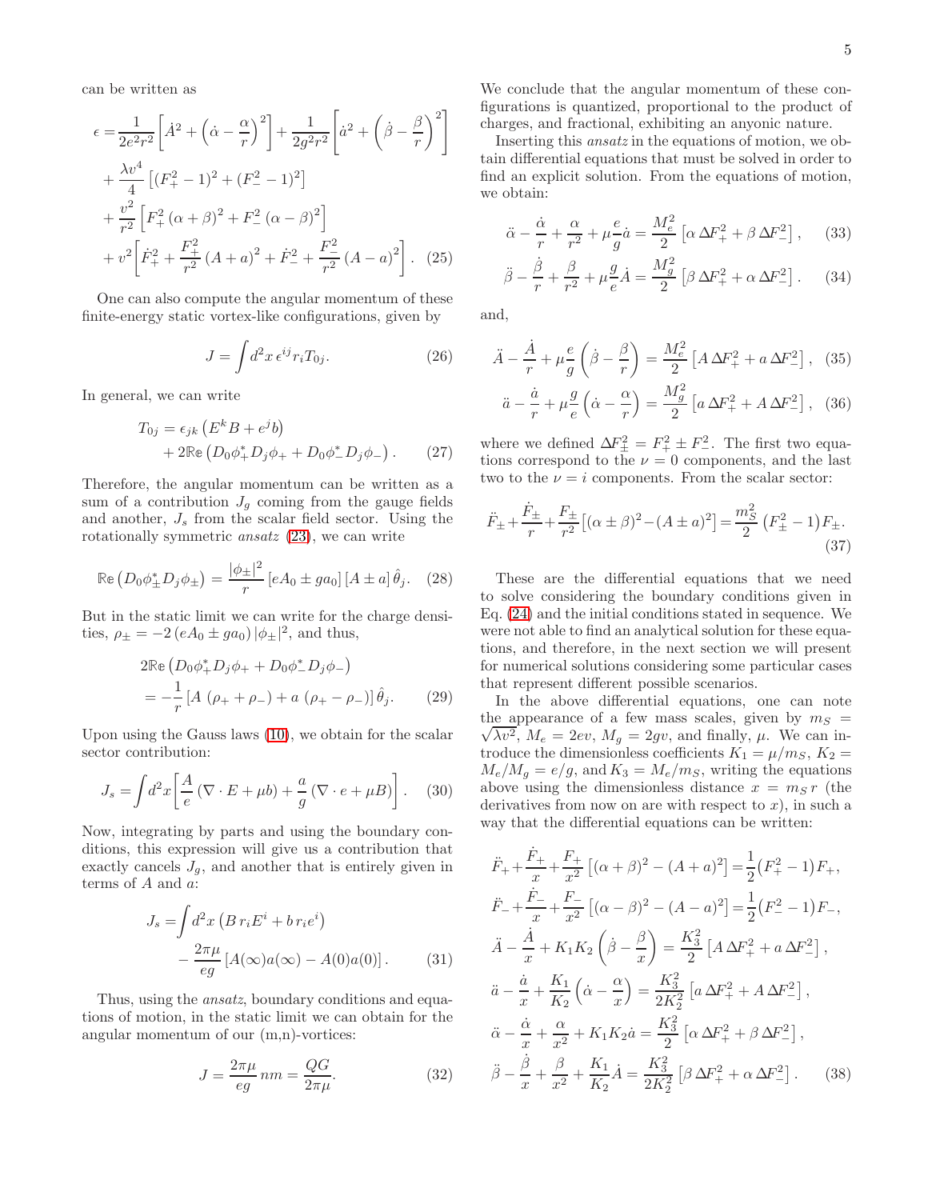can be written as

$$
\begin{aligned}
\epsilon =& \frac{1}{2e^2r^2}\left[\dot{A}^2 + \left(\dot{\alpha} - \frac{\alpha}{r}\right)^2\right] + \frac{1}{2g^2r^2}\left[\dot{a}^2 + \left(\dot{\beta} - \frac{\beta}{r}\right)^2\right] \\
&+ \frac{\lambda v^4}{4}\left[(F_+^2 - 1)^2 + (F_-^2 - 1)^2\right] \\
&+ \frac{v^2}{r^2}\left[F_+^2\,(\alpha+\beta)^2 + F_-^2\,(\alpha-\beta)^2\right] \\
&+ v^2\left[\dot{F}_+^2 + \frac{F_+^2}{r^2}\,(A+a)^2 + \dot{F}_-^2 + \frac{F_-^2}{r^2}\,(A-a)^2\right]. \quad (25)
\end{aligned}
$$

One can also compute the angular momentum of these finite-energy static vortex-like configurations, given by

$$
J = \int d^2x\, \epsilon^{ij} r_i T_{0j}. \qquad (26)
$$

In general, we can write

$$
\begin{aligned}
T_{0j} =& \,\epsilon_{jk}\left(E^k B + e^j b\right) \\
&+ 2\mathbb{Re}\left(D_0\phi_+^* D_j\phi_+ + D_0\phi_-^* D_j\phi_-\right). \qquad (27)
\end{aligned}
$$

Therefore, the angular momentum can be written as a sum of a contribution $J_g$ coming from the gauge fields and another, $J_s$ from the scalar field sector. Using the rotationally symmetric *ansatz* (23), we can write

$$
\mathbb{Re}\left(D_0\phi_\pm^* D_j\phi_\pm\right) = \frac{|\phi_\pm|^2}{r}\left[eA_0 \pm g a_0\right]\left[A \pm a\right]\hat{\theta}_j. \quad (28)
$$

But in the static limit we can write for the charge densities, $\rho_\pm = -2\left(eA_0 \pm g a_0\right)|\phi_\pm|^2$, and thus,

$$
\begin{aligned}
&2\mathbb{Re}\left(D_0\phi_+^* D_j\phi_+ + D_0\phi_-^* D_j\phi_-\right) \\
&= -\frac{1}{r}\left[A\,\left(\rho_+ + \rho_-\right) + a\,\left(\rho_+ - \rho_-\right)\right]\hat{\theta}_j. \qquad (29)
\end{aligned}
$$

Upon using the Gauss laws (10), we obtain for the scalar sector contribution:

$$
J_s = \int d^2x\left[\frac{A}{e}\left(\nabla\cdot E + \mu b\right) + \frac{a}{g}\left(\nabla\cdot e + \mu B\right)\right]. \quad (30)
$$

Now, integrating by parts and using the boundary conditions, this expression will give us a contribution that exactly cancels $J_g$, and another that is entirely given in terms of $A$ and $a$:

$$
\begin{aligned}
J_s =& \int d^2x\left(B\, r_i E^i + b\, r_i e^i\right) \\
&- \frac{2\pi\mu}{eg}\left[A(\infty)a(\infty) - A(0)a(0)\right]. \qquad (31)
\end{aligned}
$$

Thus, using the *ansatz*, boundary conditions and equations of motion, in the static limit we can obtain for the angular momentum of our (m,n)-vortices:

$$
J = \frac{2\pi\mu}{eg}\,nm = \frac{QG}{2\pi\mu}. \qquad (32)
$$

We conclude that the angular momentum of these configurations is quantized, proportional to the product of charges, and fractional, exhibiting an anyonic nature.

Inserting this *ansatz* in the equations of motion, we obtain differential equations that must be solved in order to find an explicit solution. From the equations of motion, we obtain:

$$
\ddot{\alpha} - \frac{\dot{\alpha}}{r} + \frac{\alpha}{r^2} + \mu\frac{e}{g}\dot{a} = \frac{M_e^2}{2}\left[\alpha\,\Delta F_+^2 + \beta\,\Delta F_-^2\right], \qquad (33)
$$

$$
\ddot{\beta} - \frac{\dot{\beta}}{r} + \frac{\beta}{r^2} + \mu\frac{g}{e}\dot{A} = \frac{M_g^2}{2}\left[\beta\,\Delta F_+^2 + \alpha\,\Delta F_-^2\right]. \qquad (34)
$$

and,

$$
\ddot{A} - \frac{\dot{A}}{r} + \mu\frac{e}{g}\left(\dot{\beta} - \frac{\beta}{r}\right) = \frac{M_e^2}{2}\left[A\,\Delta F_+^2 + a\,\Delta F_-^2\right], \quad (35)
$$

$$
\ddot{a} - \frac{\dot{a}}{r} + \mu\frac{g}{e}\left(\dot{\alpha} - \frac{\alpha}{r}\right) = \frac{M_g^2}{2}\left[a\,\Delta F_+^2 + A\,\Delta F_-^2\right], \quad (36)
$$

where we defined $\Delta F_\pm^2 = F_+^2 \pm F_-^2$. The first two equations correspond to the $\nu = 0$ components, and the last two to the $\nu = i$ components. From the scalar sector:

$$
\ddot{F}_\pm + \frac{\dot{F}_\pm}{r} + \frac{F_\pm}{r^2}\left[(\alpha\pm\beta)^2 - (A\pm a)^2\right] = \frac{m_S^2}{2}\left(F_\pm^2 - 1\right)F_\pm. \qquad (37)
$$

These are the differential equations that we need to solve considering the boundary conditions given in Eq. (24) and the initial conditions stated in sequence. We were not able to find an analytical solution for these equations, and therefore, in the next section we will present for numerical solutions considering some particular cases that represent different possible scenarios.

In the above differential equations, one can note the appearance of a few mass scales, given by $m_S = \sqrt{\lambda v^2}$, $M_e = 2ev$, $M_g = 2gv$, and finally, $\mu$. We can introduce the dimensionless coefficients $K_1 = \mu/m_S$, $K_2 = M_e/M_g = e/g$, and $K_3 = M_e/m_S$, writing the equations above using the dimensionless distance $x = m_S\, r$ (the derivatives from now on are with respect to $x$), in such a way that the differential equations can be written:

$$
\begin{aligned}
&\ddot{F}_+ + \frac{\dot{F}_+}{x} + \frac{F_+}{x^2}\left[(\alpha+\beta)^2 - (A+a)^2\right] = \frac{1}{2}\left(F_+^2 - 1\right)F_+, \\
&\ddot{F}_- + \frac{\dot{F}_-}{x} + \frac{F_-}{x^2}\left[(\alpha-\beta)^2 - (A-a)^2\right] = \frac{1}{2}\left(F_-^2 - 1\right)F_-, \\
&\ddot{A} - \frac{\dot{A}}{x} + K_1K_2\left(\dot{\beta} - \frac{\beta}{x}\right) = \frac{K_3^2}{2}\left[A\,\Delta F_+^2 + a\,\Delta F_-^2\right], \\
&\ddot{a} - \frac{\dot{a}}{x} + \frac{K_1}{K_2}\left(\dot{\alpha} - \frac{\alpha}{x}\right) = \frac{K_3^2}{2K_2^2}\left[a\,\Delta F_+^2 + A\,\Delta F_-^2\right], \\
&\ddot{\alpha} - \frac{\dot{\alpha}}{x} + \frac{\alpha}{x^2} + K_1K_2\dot{a} = \frac{K_3^2}{2}\left[\alpha\,\Delta F_+^2 + \beta\,\Delta F_-^2\right], \\
&\ddot{\beta} - \frac{\dot{\beta}}{x} + \frac{\beta}{x^2} + \frac{K_1}{K_2}\dot{A} = \frac{K_3^2}{2K_2^2}\left[\beta\,\Delta F_+^2 + \alpha\,\Delta F_-^2\right]. \qquad (38)
\end{aligned}
$$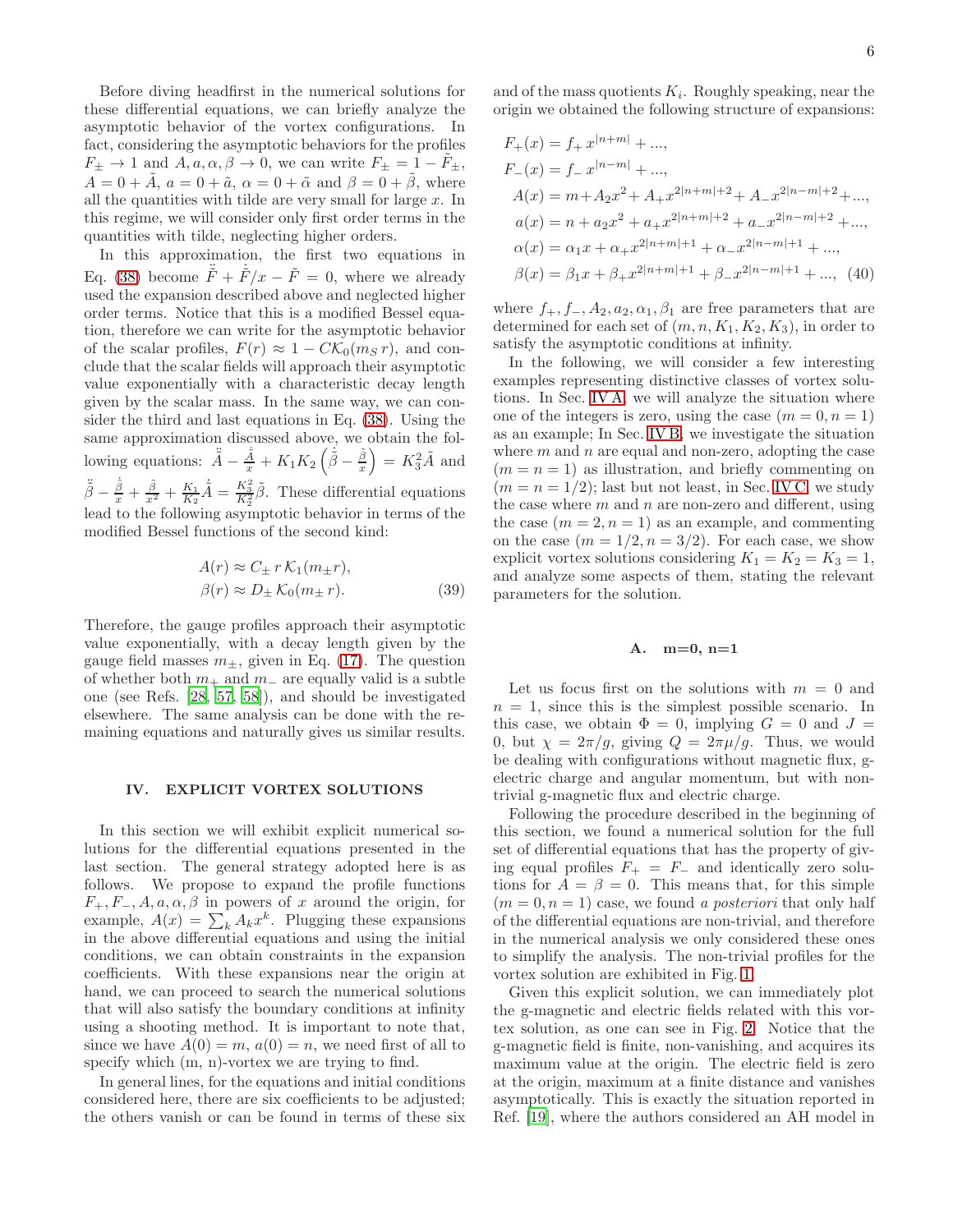Before diving headfirst in the numerical solutions for these differential equations, we can briefly analyze the asymptotic behavior of the vortex configurations. In fact, considering the asymptotic behaviors for the profiles $F_\pm \to 1$ and $A, a, \alpha, \beta \to 0$, we can write $F_\pm = 1 - \tilde{F}_\pm$, $A = 0 + \tilde{A}$, $a = 0 + \tilde{a}$, $\alpha = 0 + \tilde{\alpha}$ and $\beta = 0 + \tilde{\beta}$, where all the quantities with tilde are very small for large $x$. In this regime, we will consider only first order terms in the quantities with tilde, neglecting higher orders.

In this approximation, the first two equations in Eq. (38) become $\ddot{\tilde{F}} + \dot{\tilde{F}}/x - \tilde{F} = 0$, where we already used the expansion described above and neglected higher order terms. Notice that this is a modified Bessel equation, therefore we can write for the asymptotic behavior of the scalar profiles, $F(r) \approx 1 - C\mathcal{K}_0(m_S\, r)$, and conclude that the scalar fields will approach their asymptotic value exponentially with a characteristic decay length given by the scalar mass. In the same way, we can consider the third and last equations in Eq. (38). Using the same approximation discussed above, we obtain the following equations: $\ddot{\tilde{A}} - \frac{\dot{\tilde{A}}}{x} + K_1 K_2 \left( \dot{\tilde{\beta}} - \frac{\tilde{\beta}}{x} \right) = K_3^2 \tilde{A}$ and $\ddot{\tilde{\beta}} - \frac{\dot{\tilde{\beta}}}{x} + \frac{\tilde{\beta}}{x^2} + \frac{K_1}{K_2}\dot{\tilde{A}} = \frac{K_3^2}{K_2^2}\tilde{\beta}$. These differential equations lead to the following asymptotic behavior in terms of the modified Bessel functions of the second kind:

$$
\begin{aligned}
A(r) &\approx C_\pm\, r\, \mathcal{K}_1(m_\pm r), \\
\beta(r) &\approx D_\pm\, \mathcal{K}_0(m_\pm\, r).
\end{aligned} \tag{39}
$$

Therefore, the gauge profiles approach their asymptotic value exponentially, with a decay length given by the gauge field masses $m_\pm$, given in Eq. (17). The question of whether both $m_+$ and $m_-$ are equally valid is a subtle one (see Refs. [28, 57, 58]), and should be investigated elsewhere. The same analysis can be done with the remaining equations and naturally gives us similar results.

## IV. EXPLICIT VORTEX SOLUTIONS

In this section we will exhibit explicit numerical solutions for the differential equations presented in the last section. The general strategy adopted here is as follows. We propose to expand the profile functions $F_+, F_-, A, a, \alpha, \beta$ in powers of $x$ around the origin, for example, $A(x) = \sum_k A_k x^k$. Plugging these expansions in the above differential equations and using the initial conditions, we can obtain constraints in the expansion coefficients. With these expansions near the origin at hand, we can proceed to search the numerical solutions that will also satisfy the boundary conditions at infinity using a shooting method. It is important to note that, since we have $A(0) = m$, $a(0) = n$, we need first of all to specify which (m, n)-vortex we are trying to find.

In general lines, for the equations and initial conditions considered here, there are six coefficients to be adjusted; the others vanish or can be found in terms of these six and of the mass quotients $K_i$. Roughly speaking, near the origin we obtained the following structure of expansions:

$$
\begin{aligned}
F_+(x) &= f_+\, x^{|n+m|} + ..., \\
F_-(x) &= f_-\, x^{|n-m|} + ..., \\
A(x) &= m + A_2 x^2 + A_+ x^{2|n+m|+2} + A_- x^{2|n-m|+2} + ..., \\
a(x) &= n + a_2 x^2 + a_+ x^{2|n+m|+2} + a_- x^{2|n-m|+2} + ..., \\
\alpha(x) &= \alpha_1 x + \alpha_+ x^{2|n+m|+1} + \alpha_- x^{2|n-m|+1} + ..., \\
\beta(x) &= \beta_1 x + \beta_+ x^{2|n+m|+1} + \beta_- x^{2|n-m|+1} + ...,
\end{aligned} \tag{40}
$$

where $f_+, f_-, A_2, a_2, \alpha_1, \beta_1$ are free parameters that are determined for each set of $(m, n, K_1, K_2, K_3)$, in order to satisfy the asymptotic conditions at infinity.

In the following, we will consider a few interesting examples representing distinctive classes of vortex solutions. In Sec. IV A, we will analyze the situation where one of the integers is zero, using the case $(m = 0, n = 1)$ as an example; In Sec. IV B, we investigate the situation where $m$ and $n$ are equal and non-zero, adopting the case $(m = n = 1)$ as illustration, and briefly commenting on $(m = n = 1/2)$; last but not least, in Sec. IV C, we study the case where $m$ and $n$ are non-zero and different, using the case $(m = 2, n = 1)$ as an example, and commenting on the case $(m = 1/2, n = 3/2)$. For each case, we show explicit vortex solutions considering $K_1 = K_2 = K_3 = 1$, and analyze some aspects of them, stating the relevant parameters for the solution.

### A. m=0, n=1

Let us focus first on the solutions with $m = 0$ and $n = 1$, since this is the simplest possible scenario. In this case, we obtain $\Phi = 0$, implying $G = 0$ and $J = 0$, but $\chi = 2\pi/g$, giving $Q = 2\pi\mu/g$. Thus, we would be dealing with configurations without magnetic flux, g-electric charge and angular momentum, but with non-trivial g-magnetic flux and electric charge.

Following the procedure described in the beginning of this section, we found a numerical solution for the full set of differential equations that has the property of giving equal profiles $F_+ = F_-$ and identically zero solutions for $A = \beta = 0$. This means that, for this simple $(m = 0, n = 1)$ case, we found *a posteriori* that only half of the differential equations are non-trivial, and therefore in the numerical analysis we only considered these ones to simplify the analysis. The non-trivial profiles for the vortex solution are exhibited in Fig. 1.

Given this explicit solution, we can immediately plot the g-magnetic and electric fields related with this vortex solution, as one can see in Fig. 2. Notice that the g-magnetic field is finite, non-vanishing, and acquires its maximum value at the origin. The electric field is zero at the origin, maximum at a finite distance and vanishes asymptotically. This is exactly the situation reported in Ref. [19], where the authors considered an AH model in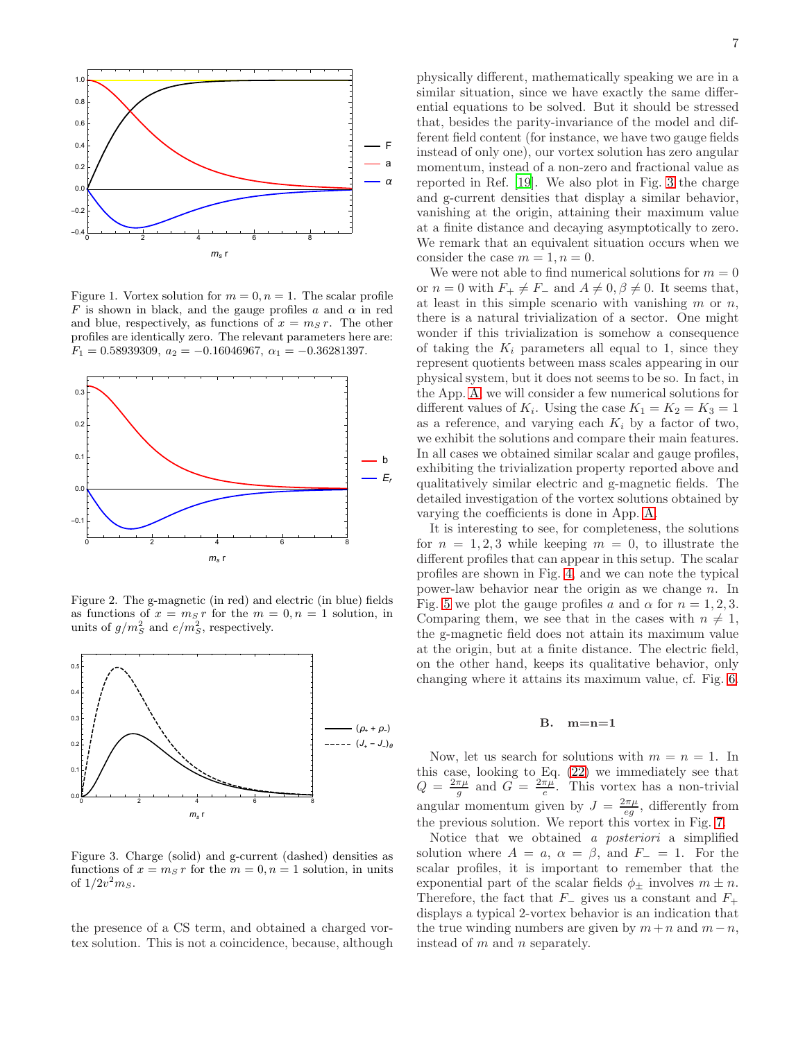Figure 1. Vortex solution for $m = 0, n = 1$. The scalar profile $F$ is shown in black, and the gauge profiles $a$ and $\alpha$ in red and blue, respectively, as functions of $x = m_S r$. The other profiles are identically zero. The relevant parameters here are: $F_1 = 0.58939309$, $a_2 = -0.16046967$, $\alpha_1 = -0.36281397$.

Figure 2. The g-magnetic (in red) and electric (in blue) fields as functions of $x = m_S r$ for the $m = 0, n = 1$ solution, in units of $g/m_S^2$ and $e/m_S^2$, respectively.

Figure 3. Charge (solid) and g-current (dashed) densities as functions of $x = m_S r$ for the $m = 0, n = 1$ solution, in units of $1/2v^2 m_S$.

the presence of a CS term, and obtained a charged vortex solution. This is not a coincidence, because, although physically different, mathematically speaking we are in a similar situation, since we have exactly the same differential equations to be solved. But it should be stressed that, besides the parity-invariance of the model and different field content (for instance, we have two gauge fields instead of only one), our vortex solution has zero angular momentum, instead of a non-zero and fractional value as reported in Ref. [19]. We also plot in Fig. 3 the charge and g-current densities that display a similar behavior, vanishing at the origin, attaining their maximum value at a finite distance and decaying asymptotically to zero. We remark that an equivalent situation occurs when we consider the case $m = 1, n = 0$.

We were not able to find numerical solutions for $m = 0$ or $n = 0$ with $F_+ \neq F_-$ and $A \neq 0, \beta \neq 0$. It seems that, at least in this simple scenario with vanishing $m$ or $n$, there is a natural trivialization of a sector. One might wonder if this trivialization is somehow a consequence of taking the $K_i$ parameters all equal to 1, since they represent quotients between mass scales appearing in our physical system, but it does not seems to be so. In fact, in the App. A we will consider a few numerical solutions for different values of $K_i$. Using the case $K_1 = K_2 = K_3 = 1$ as a reference, and varying each $K_i$ by a factor of two, we exhibit the solutions and compare their main features. In all cases we obtained similar scalar and gauge profiles, exhibiting the trivialization property reported above and qualitatively similar electric and g-magnetic fields. The detailed investigation of the vortex solutions obtained by varying the coefficients is done in App. A.

It is interesting to see, for completeness, the solutions for $n = 1, 2, 3$ while keeping $m = 0$, to illustrate the different profiles that can appear in this setup. The scalar profiles are shown in Fig. 4, and we can note the typical power-law behavior near the origin as we change $n$. In Fig. 5 we plot the gauge profiles $a$ and $\alpha$ for $n = 1, 2, 3$. Comparing them, we see that in the cases with $n \neq 1$, the g-magnetic field does not attain its maximum value at the origin, but at a finite distance. The electric field, on the other hand, keeps its qualitative behavior, only changing where it attains its maximum value, cf. Fig. 6.

### B. m=n=1

Now, let us search for solutions with $m = n = 1$. In this case, looking to Eq. (22) we immediately see that $Q = \frac{2\pi\mu}{g}$ and $G = \frac{2\pi\mu}{e}$. This vortex has a non-trivial angular momentum given by $J = \frac{2\pi\mu}{eg}$, differently from the previous solution. We report this vortex in Fig. 7.

Notice that we obtained *a posteriori* a simplified solution where $A = a$, $\alpha = \beta$, and $F_- = 1$. For the scalar profiles, it is important to remember that the exponential part of the scalar fields $\phi_\pm$ involves $m \pm n$. Therefore, the fact that $F_-$ gives us a constant and $F_+$ displays a typical 2-vortex behavior is an indication that the true winding numbers are given by $m + n$ and $m - n$, instead of $m$ and $n$ separately.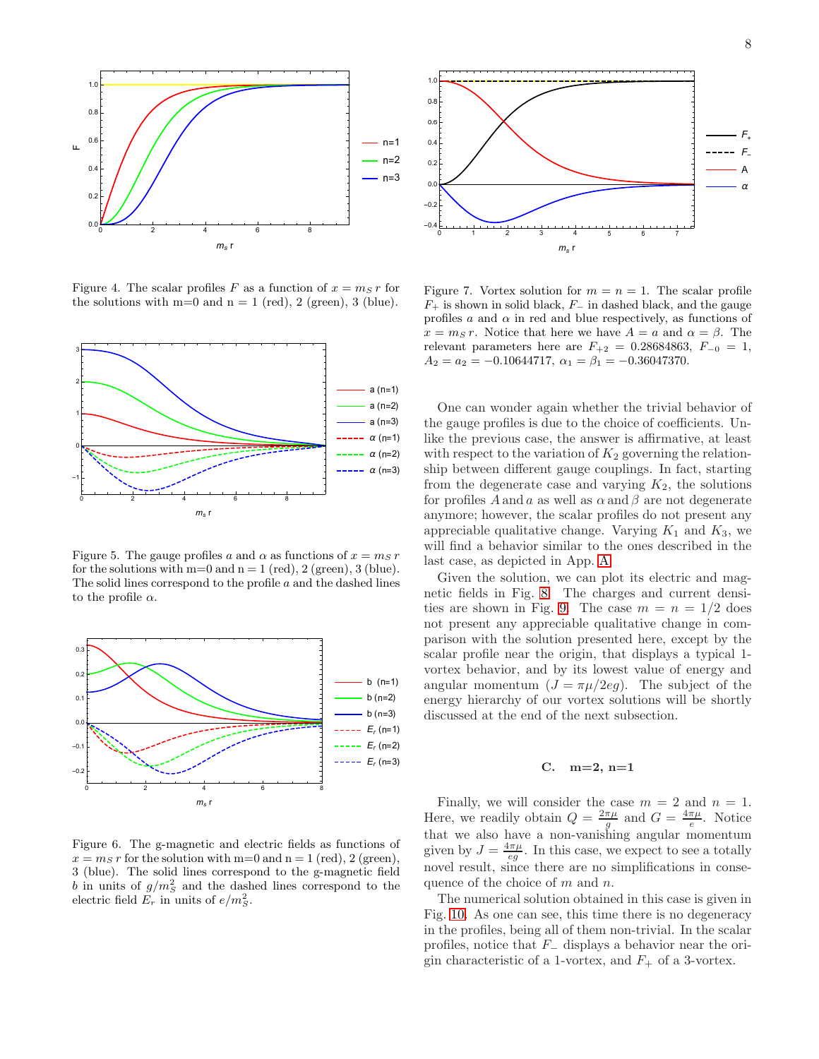Figure 4. The scalar profiles $F$ as a function of $x = m_S\, r$ for the solutions with m=0 and n = 1 (red), 2 (green), 3 (blue).

Figure 5. The gauge profiles $a$ and $\alpha$ as functions of $x = m_S\, r$ for the solutions with m=0 and n = 1 (red), 2 (green), 3 (blue). The solid lines correspond to the profile $a$ and the dashed lines to the profile $\alpha$.

Figure 6. The g-magnetic and electric fields as functions of $x = m_S\, r$ for the solution with m=0 and n = 1 (red), 2 (green), 3 (blue). The solid lines correspond to the g-magnetic field $b$ in units of $g/m_S^2$ and the dashed lines correspond to the electric field $E_r$ in units of $e/m_S^2$.

Figure 7. Vortex solution for $m = n = 1$. The scalar profile $F_+$ is shown in solid black, $F_-$ in dashed black, and the gauge profiles $a$ and $\alpha$ in red and blue respectively, as functions of $x = m_S\, r$. Notice that here we have $A = a$ and $\alpha = \beta$. The relevant parameters here are $F_{+2} = 0.28684863$, $F_{-0} = 1$, $A_2 = a_2 = -0.10644717$, $\alpha_1 = \beta_1 = -0.36047370$.

One can wonder again whether the trivial behavior of the gauge profiles is due to the choice of coefficients. Unlike the previous case, the answer is affirmative, at least with respect to the variation of $K_2$ governing the relationship between different gauge couplings. In fact, starting from the degenerate case and varying $K_2$, the solutions for profiles $A$ and $a$ as well as $\alpha$ and $\beta$ are not degenerate anymore; however, the scalar profiles do not present any appreciable qualitative change. Varying $K_1$ and $K_3$, we will find a behavior similar to the ones described in the last case, as depicted in App. A.

Given the solution, we can plot its electric and magnetic fields in Fig. 8. The charges and current densities are shown in Fig. 9. The case $m = n = 1/2$ does not present any appreciable qualitative change in comparison with the solution presented here, except by the scalar profile near the origin, that displays a typical 1-vortex behavior, and by its lowest value of energy and angular momentum ($J = \pi\mu/2eg$). The subject of the energy hierarchy of our vortex solutions will be shortly discussed at the end of the next subsection.

### C. m=2, n=1

Finally, we will consider the case $m = 2$ and $n = 1$. Here, we readily obtain $Q = \frac{2\pi\mu}{g}$ and $G = \frac{4\pi\mu}{e}$. Notice that we also have a non-vanishing angular momentum given by $J = \frac{4\pi\mu}{eg}$. In this case, we expect to see a totally novel result, since there are no simplifications in consequence of the choice of $m$ and $n$.

The numerical solution obtained in this case is given in Fig. 10. As one can see, this time there is no degeneracy in the profiles, being all of them non-trivial. In the scalar profiles, notice that $F_-$ displays a behavior near the origin characteristic of a 1-vortex, and $F_+$ of a 3-vortex.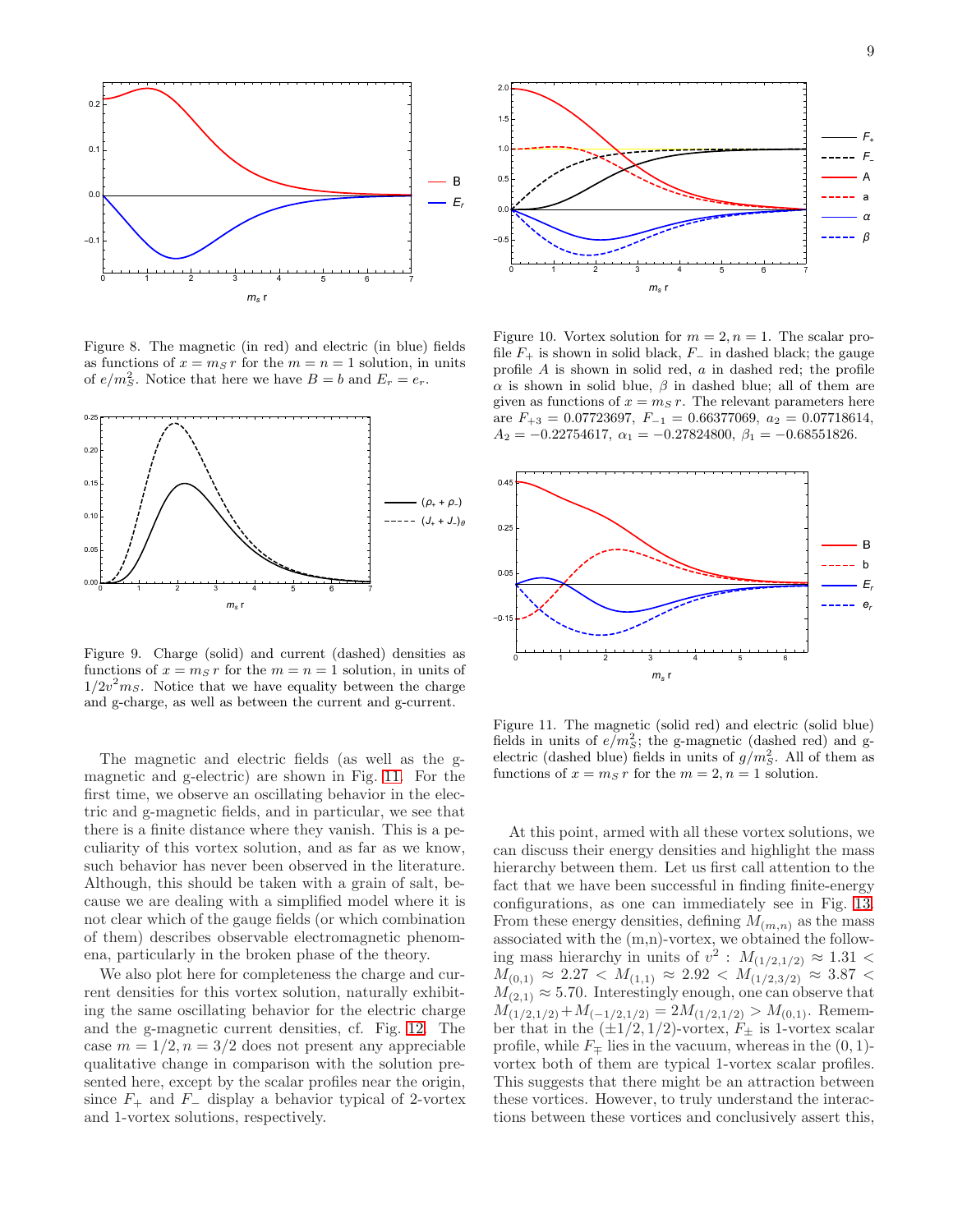Figure 8. The magnetic (in red) and electric (in blue) fields as functions of $x = m_S r$ for the $m = n = 1$ solution, in units of $e/m_S^2$. Notice that here we have $B = b$ and $E_r = e_r$.

Figure 9. Charge (solid) and current (dashed) densities as functions of $x = m_S r$ for the $m = n = 1$ solution, in units of $1/2v^2 m_S$. Notice that we have equality between the charge and g-charge, as well as between the current and g-current.

The magnetic and electric fields (as well as the g-magnetic and g-electric) are shown in Fig. 11. For the first time, we observe an oscillating behavior in the electric and g-magnetic fields, and in particular, we see that there is a finite distance where they vanish. This is a peculiarity of this vortex solution, and as far as we know, such behavior has never been observed in the literature. Although, this should be taken with a grain of salt, because we are dealing with a simplified model where it is not clear which of the gauge fields (or which combination of them) describes observable electromagnetic phenomena, particularly in the broken phase of the theory.

We also plot here for completeness the charge and current densities for this vortex solution, naturally exhibiting the same oscillating behavior for the electric charge and the g-magnetic current densities, cf. Fig. 12. The case $m = 1/2, n = 3/2$ does not present any appreciable qualitative change in comparison with the solution presented here, except by the scalar profiles near the origin, since $F_+$ and $F_-$ display a behavior typical of 2-vortex and 1-vortex solutions, respectively.

Figure 10. Vortex solution for $m = 2, n = 1$. The scalar profile $F_+$ is shown in solid black, $F_-$ in dashed black; the gauge profile $A$ is shown in solid red, $a$ in dashed red; the profile $\alpha$ is shown in solid blue, $\beta$ in dashed blue; all of them are given as functions of $x = m_S r$. The relevant parameters here are $F_{+3} = 0.07723697$, $F_{-1} = 0.66377069$, $a_2 = 0.07718614$, $A_2 = -0.22754617$, $\alpha_1 = -0.27824800$, $\beta_1 = -0.68551826$.

Figure 11. The magnetic (solid red) and electric (solid blue) fields in units of $e/m_S^2$; the g-magnetic (dashed red) and g-electric (dashed blue) fields in units of $g/m_S^2$. All of them as functions of $x = m_S r$ for the $m = 2, n = 1$ solution.

At this point, armed with all these vortex solutions, we can discuss their energy densities and highlight the mass hierarchy between them. Let us first call attention to the fact that we have been successful in finding finite-energy configurations, as one can immediately see in Fig. 13. From these energy densities, defining $M_{(m,n)}$ as the mass associated with the (m,n)-vortex, we obtained the following mass hierarchy in units of $v^2$ : $M_{(1/2,1/2)} \approx 1.31 < M_{(0,1)} \approx 2.27 < M_{(1,1)} \approx 2.92 < M_{(1/2,3/2)} \approx 3.87 < M_{(2,1)} \approx 5.70$. Interestingly enough, one can observe that $M_{(1/2,1/2)} + M_{(-1/2,1/2)} = 2M_{(1/2,1/2)} > M_{(0,1)}$. Remember that in the $(\pm 1/2, 1/2)$-vortex, $F_\pm$ is 1-vortex scalar profile, while $F_\mp$ lies in the vacuum, whereas in the $(0,1)$-vortex both of them are typical 1-vortex scalar profiles. This suggests that there might be an attraction between these vortices. However, to truly understand the interactions between these vortices and conclusively assert this,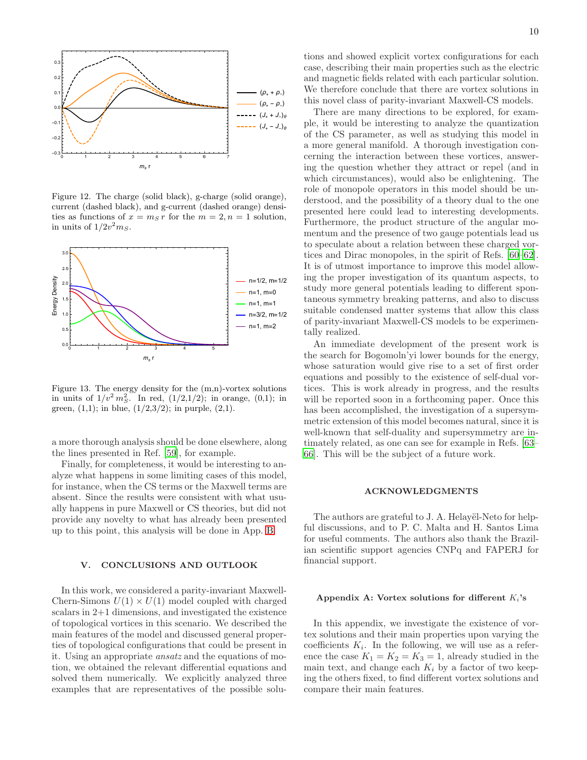Figure 12. The charge (solid black), g-charge (solid orange), current (dashed black), and g-current (dashed orange) densities as functions of $x = m_S r$ for the $m = 2, n = 1$ solution, in units of $1/2v^2 m_S$.

Figure 13. The energy density for the (m,n)-vortex solutions in units of $1/v^2 m_S^2$. In red, (1/2,1/2); in orange, (0,1); in green, (1,1); in blue, (1/2,3/2); in purple, (2,1).

a more thorough analysis should be done elsewhere, along the lines presented in Ref. [59], for example.

Finally, for completeness, it would be interesting to analyze what happens in some limiting cases of this model, for instance, when the CS terms or the Maxwell terms are absent. Since the results were consistent with what usually happens in pure Maxwell or CS theories, but did not provide any novelty to what has already been presented up to this point, this analysis will be done in App. B.

## V. CONCLUSIONS AND OUTLOOK

In this work, we considered a parity-invariant Maxwell-Chern-Simons $U(1) \times U(1)$ model coupled with charged scalars in 2+1 dimensions, and investigated the existence of topological vortices in this scenario. We described the main features of the model and discussed general properties of topological configurations that could be present in it. Using an appropriate *ansatz* and the equations of motion, we obtained the relevant differential equations and solved them numerically. We explicitly analyzed three examples that are representatives of the possible solutions and showed explicit vortex configurations for each case, describing their main properties such as the electric and magnetic fields related with each particular solution. We therefore conclude that there are vortex solutions in this novel class of parity-invariant Maxwell-CS models.

There are many directions to be explored, for example, it would be interesting to analyze the quantization of the CS parameter, as well as studying this model in a more general manifold. A thorough investigation concerning the interaction between these vortices, answering the question whether they attract or repel (and in which circumstances), would also be enlightening. The role of monopole operators in this model should be understood, and the possibility of a theory dual to the one presented here could lead to interesting developments. Furthermore, the product structure of the angular momentum and the presence of two gauge potentials lead us to speculate about a relation between these charged vortices and Dirac monopoles, in the spirit of Refs. [60–62]. It is of utmost importance to improve this model allowing the proper investigation of its quantum aspects, to study more general potentials leading to different spontaneous symmetry breaking patterns, and also to discuss suitable condensed matter systems that allow this class of parity-invariant Maxwell-CS models to be experimentally realized.

An immediate development of the present work is the search for Bogomoln'yi lower bounds for the energy, whose saturation would give rise to a set of first order equations and possibly to the existence of self-dual vortices. This is work already in progress, and the results will be reported soon in a forthcoming paper. Once this has been accomplished, the investigation of a supersymmetric extension of this model becomes natural, since it is well-known that self-duality and supersymmetry are intimately related, as one can see for example in Refs. [63–66]. This will be the subject of a future work.

## ACKNOWLEDGMENTS

The authors are grateful to J. A. Helayël-Neto for helpful discussions, and to P. C. Malta and H. Santos Lima for useful comments. The authors also thank the Brazilian scientific support agencies CNPq and FAPERJ for financial support.

### Appendix A: Vortex solutions for different $K_i$'s

In this appendix, we investigate the existence of vortex solutions and their main properties upon varying the coefficients $K_i$. In the following, we will use as a reference the case $K_1 = K_2 = K_3 = 1$, already studied in the main text, and change each $K_i$ by a factor of two keeping the others fixed, to find different vortex solutions and compare their main features.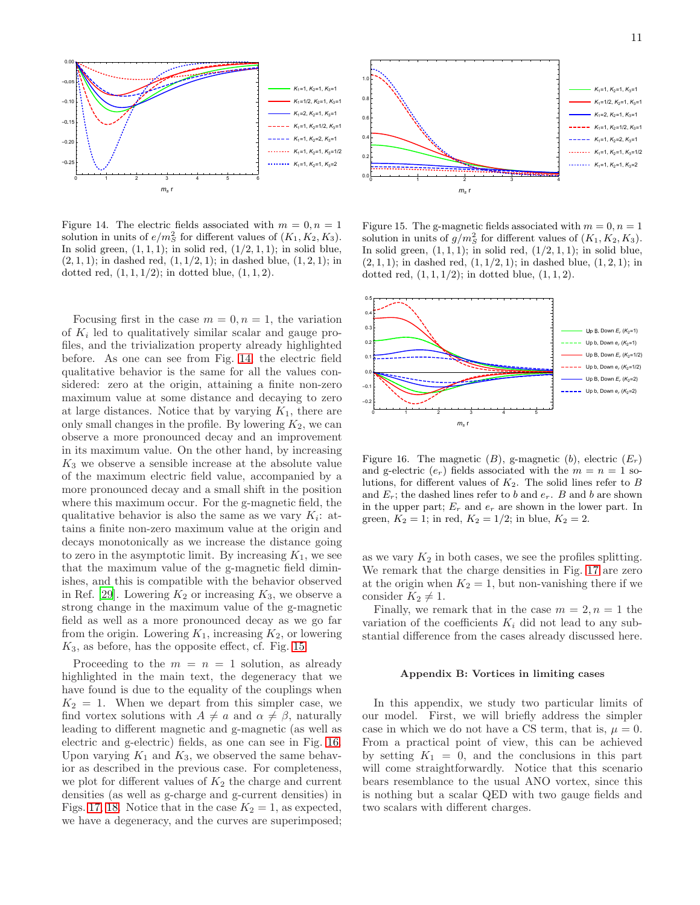Figure 14. The electric fields associated with $m = 0, n = 1$ solution in units of $e/m_S^2$ for different values of $(K_1, K_2, K_3)$. In solid green, $(1, 1, 1)$; in solid red, $(1/2, 1, 1)$; in solid blue, $(2, 1, 1)$; in dashed red, $(1, 1/2, 1)$; in dashed blue, $(1, 2, 1)$; in dotted red, $(1, 1, 1/2)$; in dotted blue, $(1, 1, 2)$.

Figure 15. The g-magnetic fields associated with $m = 0, n = 1$ solution in units of $g/m_S^2$ for different values of $(K_1, K_2, K_3)$. In solid green, $(1, 1, 1)$; in solid red, $(1/2, 1, 1)$; in solid blue, $(2, 1, 1)$; in dashed red, $(1, 1/2, 1)$; in dashed blue, $(1, 2, 1)$; in dotted red, $(1, 1, 1/2)$; in dotted blue, $(1, 1, 2)$.

Focusing first in the case $m = 0, n = 1$, the variation of $K_i$ led to qualitatively similar scalar and gauge profiles, and the trivialization property already highlighted before. As one can see from Fig. 14, the electric field qualitative behavior is the same for all the values considered: zero at the origin, attaining a finite non-zero maximum value at some distance and decaying to zero at large distances. Notice that by varying $K_1$, there are only small changes in the profile. By lowering $K_2$, we can observe a more pronounced decay and an improvement in its maximum value. On the other hand, by increasing $K_3$ we observe a sensible increase at the absolute value of the maximum electric field value, accompanied by a more pronounced decay and a small shift in the position where this maximum occur. For the g-magnetic field, the qualitative behavior is also the same as we vary $K_i$: attains a finite non-zero maximum value at the origin and decays monotonically as we increase the distance going to zero in the asymptotic limit. By increasing $K_1$, we see that the maximum value of the g-magnetic field diminishes, and this is compatible with the behavior observed in Ref. [29]. Lowering $K_2$ or increasing $K_3$, we observe a strong change in the maximum value of the g-magnetic field as well as a more pronounced decay as we go far from the origin. Lowering $K_1$, increasing $K_2$, or lowering $K_3$, as before, has the opposite effect, cf. Fig. 15.

Proceeding to the $m = n = 1$ solution, as already highlighted in the main text, the degeneracy that we have found is due to the equality of the couplings when $K_2 = 1$. When we depart from this simpler case, we find vortex solutions with $A \neq a$ and $\alpha \neq \beta$, naturally leading to different magnetic and g-magnetic (as well as electric and g-electric) fields, as one can see in Fig. 16. Upon varying $K_1$ and $K_3$, we observed the same behavior as described in the previous case. For completeness, we plot for different values of $K_2$ the charge and current densities (as well as g-charge and g-current densities) in Figs. 17, 18. Notice that in the case $K_2 = 1$, as expected, we have a degeneracy, and the curves are superimposed;

Figure 16. The magnetic $(B)$, g-magnetic $(b)$, electric $(E_r)$ and g-electric $(e_r)$ fields associated with the $m = n = 1$ solutions, for different values of $K_2$. The solid lines refer to $B$ and $E_r$; the dashed lines refer to $b$ and $e_r$. $B$ and $b$ are shown in the upper part; $E_r$ and $e_r$ are shown in the lower part. In green, $K_2 = 1$; in red, $K_2 = 1/2$; in blue, $K_2 = 2$.

as we vary $K_2$ in both cases, we see the profiles splitting. We remark that the charge densities in Fig. 17 are zero at the origin when $K_2 = 1$, but non-vanishing there if we consider $K_2 \neq 1$.

Finally, we remark that in the case $m = 2, n = 1$ the variation of the coefficients $K_i$ did not lead to any substantial difference from the cases already discussed here.

## Appendix B: Vortices in limiting cases

In this appendix, we study two particular limits of our model. First, we will briefly address the simpler case in which we do not have a CS term, that is, $\mu = 0$. From a practical point of view, this can be achieved by setting $K_1 = 0$, and the conclusions in this part will come straightforwardly. Notice that this scenario bears resemblance to the usual ANO vortex, since this is nothing but a scalar QED with two gauge fields and two scalars with different charges.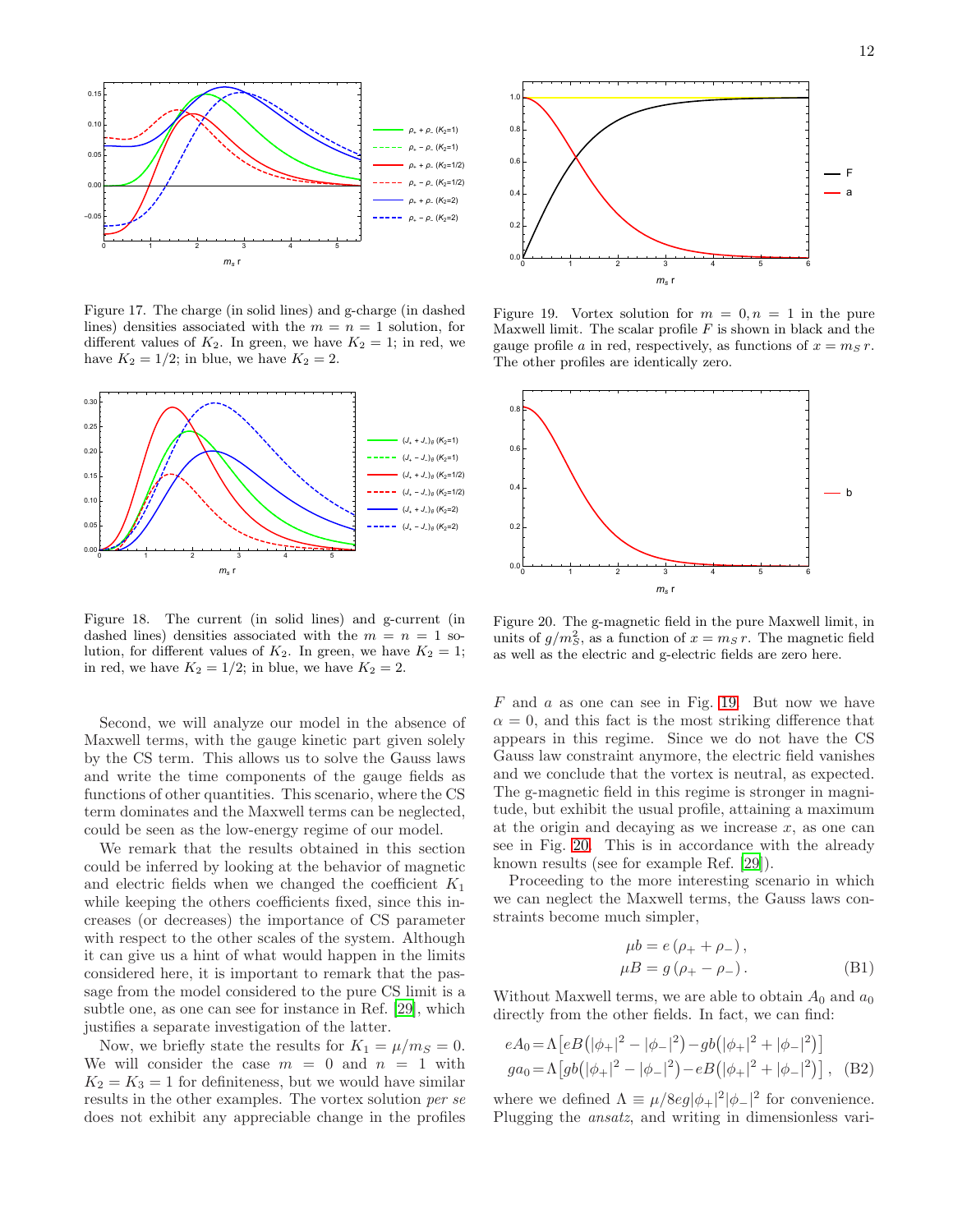Figure 17. The charge (in solid lines) and g-charge (in dashed lines) densities associated with the $m = n = 1$ solution, for different values of $K_2$. In green, we have $K_2 = 1$; in red, we have $K_2 = 1/2$; in blue, we have $K_2 = 2$.

Figure 18. The current (in solid lines) and g-current (in dashed lines) densities associated with the $m = n = 1$ solution, for different values of $K_2$. In green, we have $K_2 = 1$; in red, we have $K_2 = 1/2$; in blue, we have $K_2 = 2$.

Second, we will analyze our model in the absence of Maxwell terms, with the gauge kinetic part given solely by the CS term. This allows us to solve the Gauss laws and write the time components of the gauge fields as functions of other quantities. This scenario, where the CS term dominates and the Maxwell terms can be neglected, could be seen as the low-energy regime of our model.

We remark that the results obtained in this section could be inferred by looking at the behavior of magnetic and electric fields when we changed the coefficient $K_1$ while keeping the others coefficients fixed, since this increases (or decreases) the importance of CS parameter with respect to the other scales of the system. Although it can give us a hint of what would happen in the limits considered here, it is important to remark that the passage from the model considered to the pure CS limit is a subtle one, as one can see for instance in Ref. [29], which justifies a separate investigation of the latter.

Now, we briefly state the results for $K_1 = \mu/m_S = 0$. We will consider the case $m = 0$ and $n = 1$ with $K_2 = K_3 = 1$ for definiteness, but we would have similar results in the other examples. The vortex solution *per se* does not exhibit any appreciable change in the profiles $F$ and $a$ as one can see in Fig. 19. But now we have $\alpha = 0$, and this fact is the most striking difference that appears in this regime. Since we do not have the CS Gauss law constraint anymore, the electric field vanishes and we conclude that the vortex is neutral, as expected. The g-magnetic field in this regime is stronger in magnitude, but exhibit the usual profile, attaining a maximum at the origin and decaying as we increase $x$, as one can see in Fig. 20. This is in accordance with the already known results (see for example Ref. [29]).

Figure 19. Vortex solution for $m = 0, n = 1$ in the pure Maxwell limit. The scalar profile $F$ is shown in black and the gauge profile $a$ in red, respectively, as functions of $x = m_S\, r$. The other profiles are identically zero.

Figure 20. The g-magnetic field in the pure Maxwell limit, in units of $g/m_S^2$, as a function of $x = m_S\, r$. The magnetic field as well as the electric and g-electric fields are zero here.

Proceeding to the more interesting scenario in which we can neglect the Maxwell terms, the Gauss laws constraints become much simpler,

$$\begin{aligned} \mu b &= e\,(\rho_+ + \rho_-)\,, \\ \mu B &= g\,(\rho_+ - \rho_-)\,. \end{aligned} \tag{B1}$$

Without Maxwell terms, we are able to obtain $A_0$ and $a_0$ directly from the other fields. In fact, we can find:

$$\begin{aligned} eA_0 &= \Lambda\big[eB\big(|\phi_+|^2 - |\phi_-|^2\big) - gb\big(|\phi_+|^2 + |\phi_-|^2\big)\big] \\ ga_0 &= \Lambda\big[gb\big(|\phi_+|^2 - |\phi_-|^2\big) - eB\big(|\phi_+|^2 + |\phi_-|^2\big)\big]\,, \end{aligned} \tag{B2}$$

where we defined $\Lambda \equiv \mu/8eg|\phi_+|^2|\phi_-|^2$ for convenience. Plugging the *ansatz*, and writing in dimensionless vari-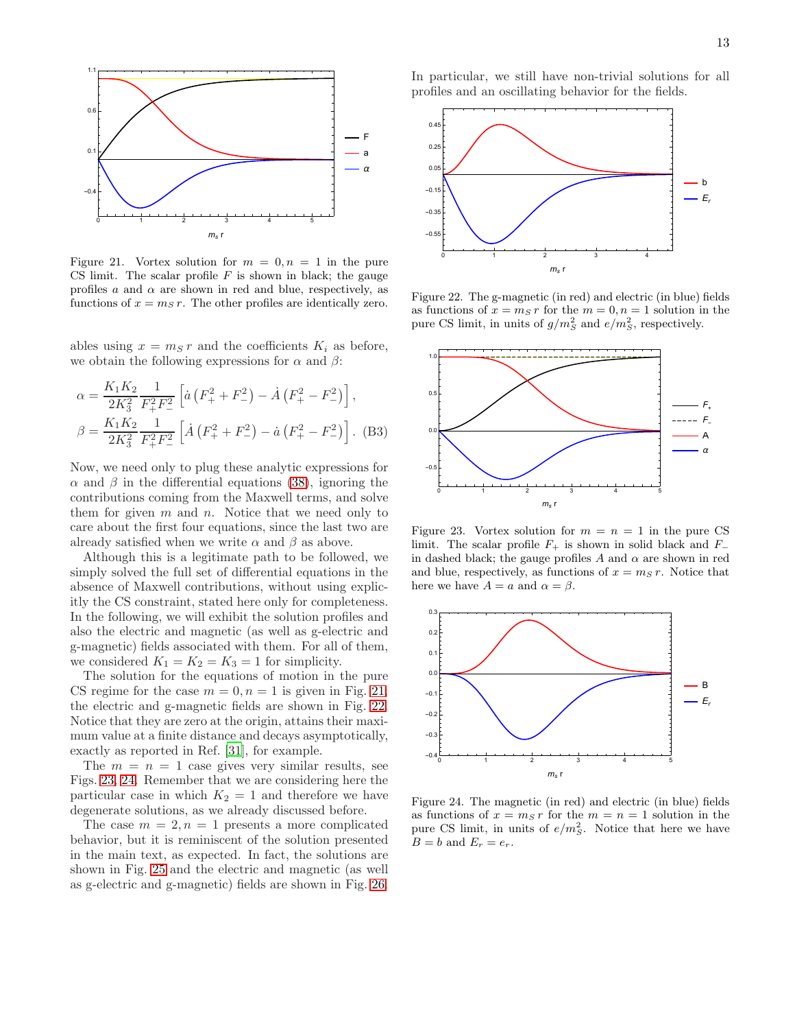Figure 21. Vortex solution for $m = 0, n = 1$ in the pure CS limit. The scalar profile $F$ is shown in black; the gauge profiles $a$ and $\alpha$ are shown in red and blue, respectively, as functions of $x = m_S r$. The other profiles are identically zero.

ables using $x = m_S r$ and the coefficients $K_i$ as before, we obtain the following expressions for $\alpha$ and $\beta$:

$$
\begin{aligned}
\alpha &= \frac{K_1 K_2}{2K_3^2} \frac{1}{F_+^2 F_-^2} \left[ \dot{a} \left( F_+^2 + F_-^2 \right) - \dot{A} \left( F_+^2 - F_-^2 \right) \right], \\
\beta &= \frac{K_1 K_2}{2K_3^2} \frac{1}{F_+^2 F_-^2} \left[ \dot{A} \left( F_+^2 + F_-^2 \right) - \dot{a} \left( F_+^2 - F_-^2 \right) \right]. \quad \text{(B3)}
\end{aligned}
$$

Now, we need only to plug these analytic expressions for $\alpha$ and $\beta$ in the differential equations (38), ignoring the contributions coming from the Maxwell terms, and solve them for given $m$ and $n$. Notice that we need only to care about the first four equations, since the last two are already satisfied when we write $\alpha$ and $\beta$ as above.

Although this is a legitimate path to be followed, we simply solved the full set of differential equations in the absence of Maxwell contributions, without using explicitly the CS constraint, stated here only for completeness. In the following, we will exhibit the solution profiles and also the electric and magnetic (as well as g-electric and g-magnetic) fields associated with them. For all of them, we considered $K_1 = K_2 = K_3 = 1$ for simplicity.

The solution for the equations of motion in the pure CS regime for the case $m = 0, n = 1$ is given in Fig. 21, the electric and g-magnetic fields are shown in Fig. 22. Notice that they are zero at the origin, attains their maximum value at a finite distance and decays asymptotically, exactly as reported in Ref. [31], for example.

The $m = n = 1$ case gives very similar results, see Figs. 23, 24. Remember that we are considering here the particular case in which $K_2 = 1$ and therefore we have degenerate solutions, as we already discussed before.

The case $m = 2, n = 1$ presents a more complicated behavior, but it is reminiscent of the solution presented in the main text, as expected. In fact, the solutions are shown in Fig. 25 and the electric and magnetic (as well as g-electric and g-magnetic) fields are shown in Fig. 26. In particular, we still have non-trivial solutions for all profiles and an oscillating behavior for the fields.

Figure 22. The g-magnetic (in red) and electric (in blue) fields as functions of $x = m_S r$ for the $m = 0, n = 1$ solution in the pure CS limit, in units of $g/m_S^2$ and $e/m_S^2$, respectively.

Figure 23. Vortex solution for $m = n = 1$ in the pure CS limit. The scalar profile $F_+$ is shown in solid black and $F_-$ in dashed black; the gauge profiles $A$ and $\alpha$ are shown in red and blue, respectively, as functions of $x = m_S r$. Notice that here we have $A = a$ and $\alpha = \beta$.

Figure 24. The magnetic (in red) and electric (in blue) fields as functions of $x = m_S r$ for the $m = n = 1$ solution in the pure CS limit, in units of $e/m_S^2$. Notice that here we have $B = b$ and $E_r = e_r$.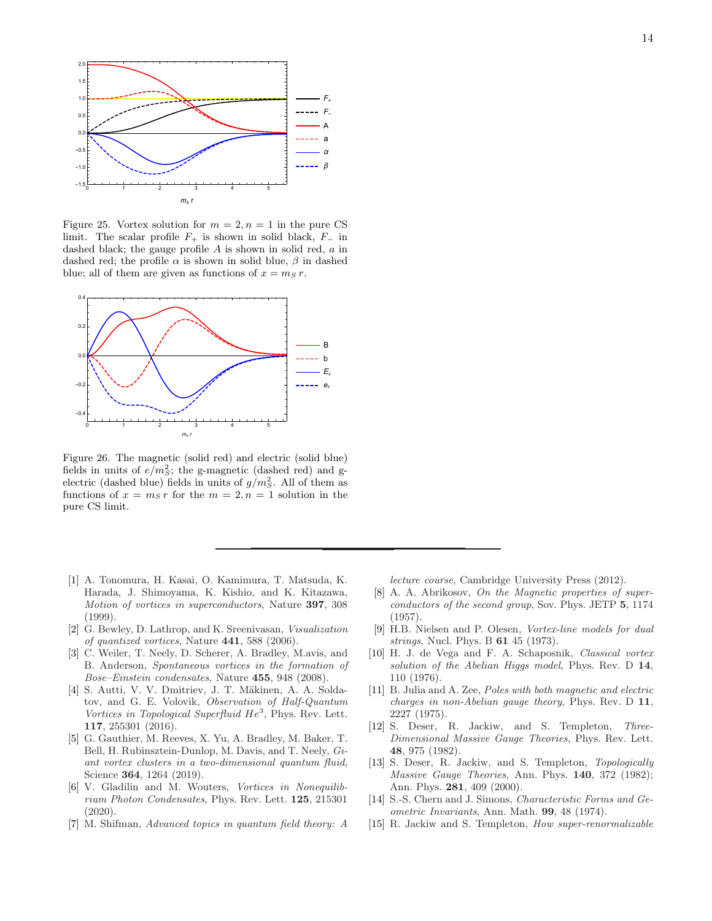Figure 25. Vortex solution for $m = 2, n = 1$ in the pure CS limit. The scalar profile $F_+$ is shown in solid black, $F_-$ in dashed black; the gauge profile $A$ is shown in solid red, $a$ in dashed red; the profile $\alpha$ is shown in solid blue, $\beta$ in dashed blue; all of them are given as functions of $x = m_S\, r$.

Figure 26. The magnetic (solid red) and electric (solid blue) fields in units of $e/m_S^2$; the g-magnetic (dashed red) and g-electric (dashed blue) fields in units of $g/m_S^2$. All of them as functions of $x = m_S\, r$ for the $m = 2, n = 1$ solution in the pure CS limit.

---

[1] A. Tonomura, H. Kasai, O. Kamimura, T. Matsuda, K. Harada, J. Shimoyama, K. Kishio, and K. Kitazawa, *Motion of vortices in superconductors*, Nature **397**, 308 (1999).

[2] G. Bewley, D. Lathrop, and K. Sreenivasan, *Visualization of quantized vortices*, Nature **441**, 588 (2006).

[3] C. Weiler, T. Neely, D. Scherer, A. Bradley, M.avis, and B. Anderson, *Spontaneous vortices in the formation of Bose–Einstein condensates*, Nature **455**, 948 (2008).

[4] S. Autti, V. V. Dmitriev, J. T. Mäkinen, A. A. Soldatov, and G. E. Volovik, *Observation of Half-Quantum Vortices in Topological Superfluid $He^3$*, Phys. Rev. Lett. **117**, 255301 (2016).

[5] G. Gauthier, M. Reeves, X. Yu, A. Bradley, M. Baker, T. Bell, H. Rubinsztein-Dunlop, M. Davis, and T. Neely, *Giant vortex clusters in a two-dimensional quantum fluid*, Science **364**, 1264 (2019).

[6] V. Gladilin and M. Wouters, *Vortices in Nonequilibrium Photon Condensates*, Phys. Rev. Lett. **125**, 215301 (2020).

[7] M. Shifman, *Advanced topics in quantum field theory: A lecture course*, Cambridge University Press (2012).

[8] A. A. Abrikosov, *On the Magnetic properties of superconductors of the second group*, Sov. Phys. JETP **5**, 1174 (1957).

[9] H.B. Nielsen and P. Olesen, *Vortex-line models for dual strings*, Nucl. Phys. B **61** 45 (1973).

[10] H. J. de Vega and F. A. Schaposnik, *Classical vortex solution of the Abelian Higgs model*, Phys. Rev. D **14**, 110 (1976).

[11] B. Julia and A. Zee, *Poles with both magnetic and electric charges in non-Abelian gauge theory*, Phys. Rev. D **11**, 2227 (1975).

[12] S. Deser, R. Jackiw, and S. Templeton, *Three-Dimensional Massive Gauge Theories*, Phys. Rev. Lett. **48**, 975 (1982).

[13] S. Deser, R. Jackiw, and S. Templeton, *Topologically Massive Gauge Theories*, Ann. Phys. **140**, 372 (1982); Ann. Phys. **281**, 409 (2000).

[14] S.-S. Chern and J. Simons, *Characteristic Forms and Geometric Invariants*, Ann. Math. **99**, 48 (1974).

[15] R. Jackiw and S. Templeton, *How super-renormalizable*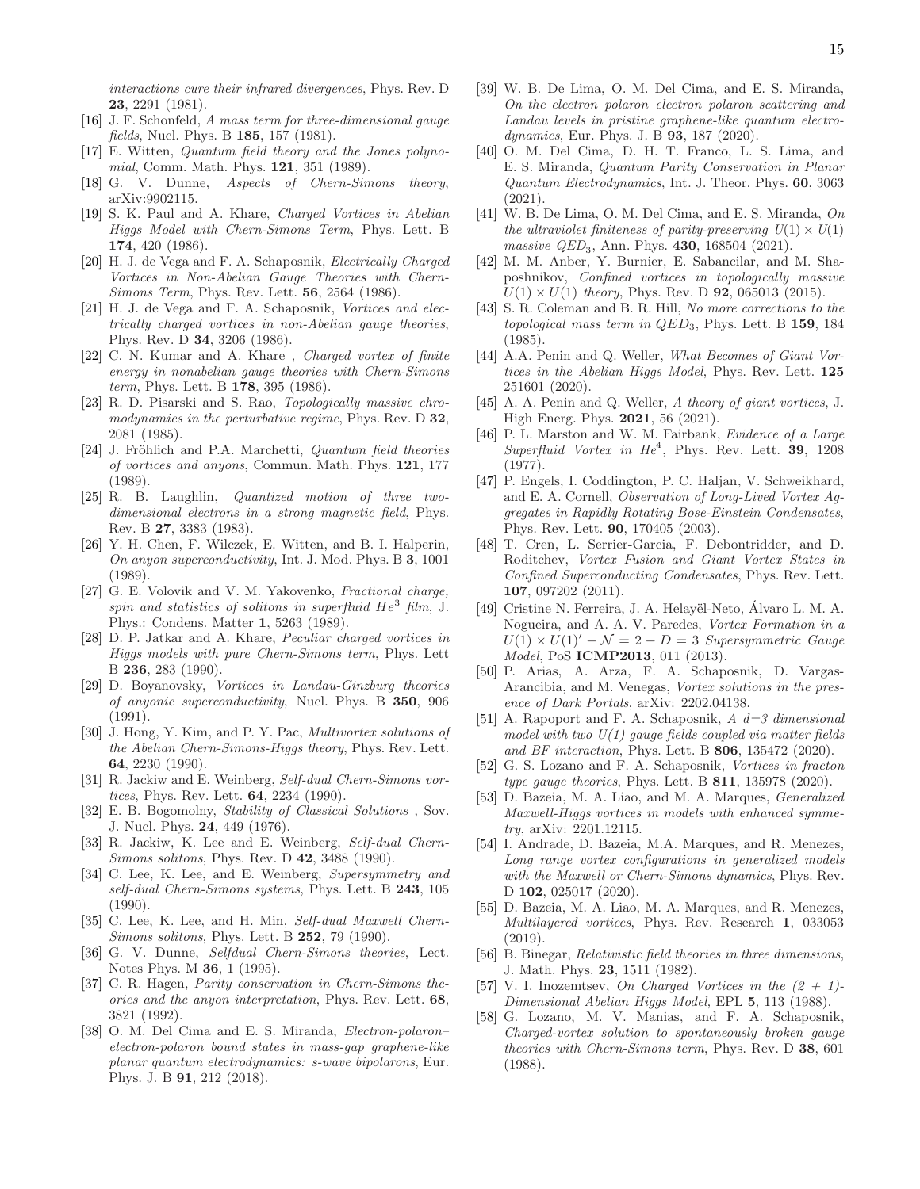*interactions cure their infrared divergences*, Phys. Rev. D **23**, 2291 (1981).

[16] J. F. Schonfeld, *A mass term for three-dimensional gauge fields*, Nucl. Phys. B **185**, 157 (1981).

[17] E. Witten, *Quantum field theory and the Jones polynomial*, Comm. Math. Phys. **121**, 351 (1989).

[18] G. V. Dunne, *Aspects of Chern-Simons theory*, arXiv:9902115.

[19] S. K. Paul and A. Khare, *Charged Vortices in Abelian Higgs Model with Chern-Simons Term*, Phys. Lett. B **174**, 420 (1986).

[20] H. J. de Vega and F. A. Schaposnik, *Electrically Charged Vortices in Non-Abelian Gauge Theories with Chern-Simons Term*, Phys. Rev. Lett. **56**, 2564 (1986).

[21] H. J. de Vega and F. A. Schaposnik, *Vortices and electrically charged vortices in non-Abelian gauge theories*, Phys. Rev. D **34**, 3206 (1986).

[22] C. N. Kumar and A. Khare , *Charged vortex of finite energy in nonabelian gauge theories with Chern-Simons term*, Phys. Lett. B **178**, 395 (1986).

[23] R. D. Pisarski and S. Rao, *Topologically massive chromodynamics in the perturbative regime*, Phys. Rev. D **32**, 2081 (1985).

[24] J. Fröhlich and P.A. Marchetti, *Quantum field theories of vortices and anyons*, Commun. Math. Phys. **121**, 177 (1989).

[25] R. B. Laughlin, *Quantized motion of three two-dimensional electrons in a strong magnetic field*, Phys. Rev. B **27**, 3383 (1983).

[26] Y. H. Chen, F. Wilczek, E. Witten, and B. I. Halperin, *On anyon superconductivity*, Int. J. Mod. Phys. B **3**, 1001 (1989).

[27] G. E. Volovik and V. M. Yakovenko, *Fractional charge, spin and statistics of solitons in superfluid $He^3$ film*, J. Phys.: Condens. Matter **1**, 5263 (1989).

[28] D. P. Jatkar and A. Khare, *Peculiar charged vortices in Higgs models with pure Chern-Simons term*, Phys. Lett B **236**, 283 (1990).

[29] D. Boyanovsky, *Vortices in Landau-Ginzburg theories of anyonic superconductivity*, Nucl. Phys. B **350**, 906 (1991).

[30] J. Hong, Y. Kim, and P. Y. Pac, *Multivortex solutions of the Abelian Chern-Simons-Higgs theory*, Phys. Rev. Lett. **64**, 2230 (1990).

[31] R. Jackiw and E. Weinberg, *Self-dual Chern-Simons vortices*, Phys. Rev. Lett. **64**, 2234 (1990).

[32] E. B. Bogomolny, *Stability of Classical Solutions* , Sov. J. Nucl. Phys. **24**, 449 (1976).

[33] R. Jackiw, K. Lee and E. Weinberg, *Self-dual Chern-Simons solitons*, Phys. Rev. D **42**, 3488 (1990).

[34] C. Lee, K. Lee, and E. Weinberg, *Supersymmetry and self-dual Chern-Simons systems*, Phys. Lett. B **243**, 105 (1990).

[35] C. Lee, K. Lee, and H. Min, *Self-dual Maxwell Chern-Simons solitons*, Phys. Lett. B **252**, 79 (1990).

[36] G. V. Dunne, *Selfdual Chern-Simons theories*, Lect. Notes Phys. M **36**, 1 (1995).

[37] C. R. Hagen, *Parity conservation in Chern-Simons theories and the anyon interpretation*, Phys. Rev. Lett. **68**, 3821 (1992).

[38] O. M. Del Cima and E. S. Miranda, *Electron-polaron–electron-polaron bound states in mass-gap graphene-like planar quantum electrodynamics: s-wave bipolarons*, Eur. Phys. J. B **91**, 212 (2018).

[39] W. B. De Lima, O. M. Del Cima, and E. S. Miranda, *On the electron–polaron–electron–polaron scattering and Landau levels in pristine graphene-like quantum electrodynamics*, Eur. Phys. J. B **93**, 187 (2020).

[40] O. M. Del Cima, D. H. T. Franco, L. S. Lima, and E. S. Miranda, *Quantum Parity Conservation in Planar Quantum Electrodynamics*, Int. J. Theor. Phys. **60**, 3063 (2021).

[41] W. B. De Lima, O. M. Del Cima, and E. S. Miranda, *On the ultraviolet finiteness of parity-preserving $U(1) \times U(1)$ massive $QED_3$*, Ann. Phys. **430**, 168504 (2021).

[42] M. M. Anber, Y. Burnier, E. Sabancilar, and M. Shaposhnikov, *Confined vortices in topologically massive $U(1) \times U(1)$ theory*, Phys. Rev. D **92**, 065013 (2015).

[43] S. R. Coleman and B. R. Hill, *No more corrections to the topological mass term in $QED_3$*, Phys. Lett. B **159**, 184 (1985).

[44] A.A. Penin and Q. Weller, *What Becomes of Giant Vortices in the Abelian Higgs Model*, Phys. Rev. Lett. **125** 251601 (2020).

[45] A. A. Penin and Q. Weller, *A theory of giant vortices*, J. High Energ. Phys. **2021**, 56 (2021).

[46] P. L. Marston and W. M. Fairbank, *Evidence of a Large Superfluid Vortex in $He^4$*, Phys. Rev. Lett. **39**, 1208 (1977).

[47] P. Engels, I. Coddington, P. C. Haljan, V. Schweikhard, and E. A. Cornell, *Observation of Long-Lived Vortex Aggregates in Rapidly Rotating Bose-Einstein Condensates*, Phys. Rev. Lett. **90**, 170405 (2003).

[48] T. Cren, L. Serrier-Garcia, F. Debontridder, and D. Roditchev, *Vortex Fusion and Giant Vortex States in Confined Superconducting Condensates*, Phys. Rev. Lett. **107**, 097202 (2011).

[49] Cristine N. Ferreira, J. A. Helayël-Neto, Álvaro L. M. A. Nogueira, and A. A. V. Paredes, *Vortex Formation in a $U(1) \times U(1)' - \mathcal{N} = 2 - D = 3$ Supersymmetric Gauge Model*, PoS **ICMP2013**, 011 (2013).

[50] P. Arias, A. Arza, F. A. Schaposnik, D. Vargas-Arancibia, and M. Venegas, *Vortex solutions in the presence of Dark Portals*, arXiv: 2202.04138.

[51] A. Rapoport and F. A. Schaposnik, *A d=3 dimensional model with two U(1) gauge fields coupled via matter fields and BF interaction*, Phys. Lett. B **806**, 135472 (2020).

[52] G. S. Lozano and F. A. Schaposnik, *Vortices in fracton type gauge theories*, Phys. Lett. B **811**, 135978 (2020).

[53] D. Bazeia, M. A. Liao, and M. A. Marques, *Generalized Maxwell-Higgs vortices in models with enhanced symmetry*, arXiv: 2201.12115.

[54] I. Andrade, D. Bazeia, M.A. Marques, and R. Menezes, *Long range vortex configurations in generalized models with the Maxwell or Chern-Simons dynamics*, Phys. Rev. D **102**, 025017 (2020).

[55] D. Bazeia, M. A. Liao, M. A. Marques, and R. Menezes, *Multilayered vortices*, Phys. Rev. Research **1**, 033053 (2019).

[56] B. Binegar, *Relativistic field theories in three dimensions*, J. Math. Phys. **23**, 1511 (1982).

[57] V. I. Inozemtsev, *On Charged Vortices in the (2 + 1)-Dimensional Abelian Higgs Model*, EPL **5**, 113 (1988).

[58] G. Lozano, M. V. Manias, and F. A. Schaposnik, *Charged-vortex solution to spontaneously broken gauge theories with Chern-Simons term*, Phys. Rev. D **38**, 601 (1988).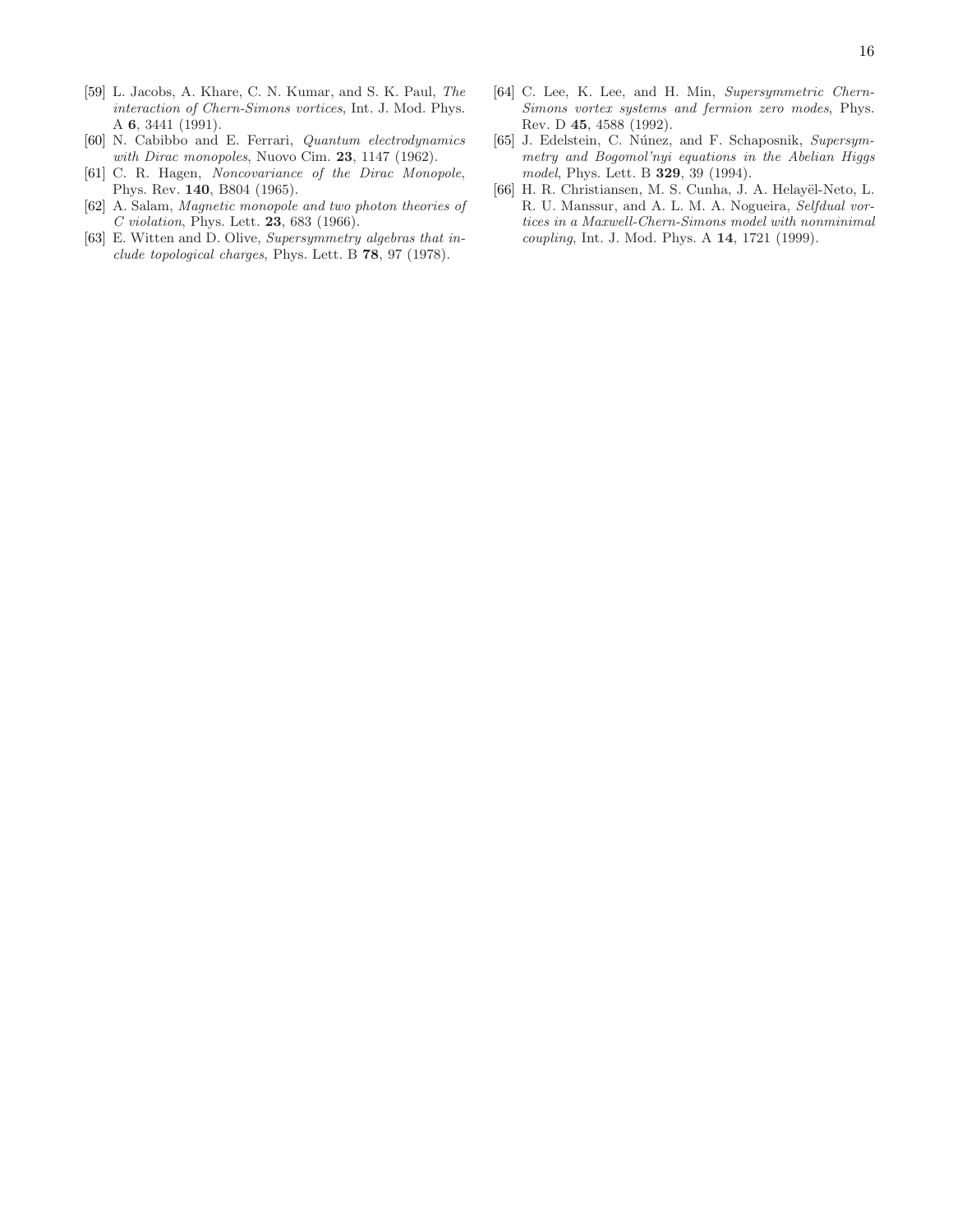[59] L. Jacobs, A. Khare, C. N. Kumar, and S. K. Paul, *The interaction of Chern-Simons vortices*, Int. J. Mod. Phys. A **6**, 3441 (1991).

[60] N. Cabibbo and E. Ferrari, *Quantum electrodynamics with Dirac monopoles*, Nuovo Cim. **23**, 1147 (1962).

[61] C. R. Hagen, *Noncovariance of the Dirac Monopole*, Phys. Rev. **140**, B804 (1965).

[62] A. Salam, *Magnetic monopole and two photon theories of C violation*, Phys. Lett. **23**, 683 (1966).

[63] E. Witten and D. Olive, *Supersymmetry algebras that include topological charges*, Phys. Lett. B **78**, 97 (1978).

[64] C. Lee, K. Lee, and H. Min, *Supersymmetric Chern-Simons vortex systems and fermion zero modes*, Phys. Rev. D **45**, 4588 (1992).

[65] J. Edelstein, C. Núnez, and F. Schaposnik, *Supersymmetry and Bogomol'nyi equations in the Abelian Higgs model*, Phys. Lett. B **329**, 39 (1994).

[66] H. R. Christiansen, M. S. Cunha, J. A. Helayël-Neto, L. R. U. Manssur, and A. L. M. A. Nogueira, *Selfdual vortices in a Maxwell-Chern-Simons model with nonminimal coupling*, Int. J. Mod. Phys. A **14**, 1721 (1999).